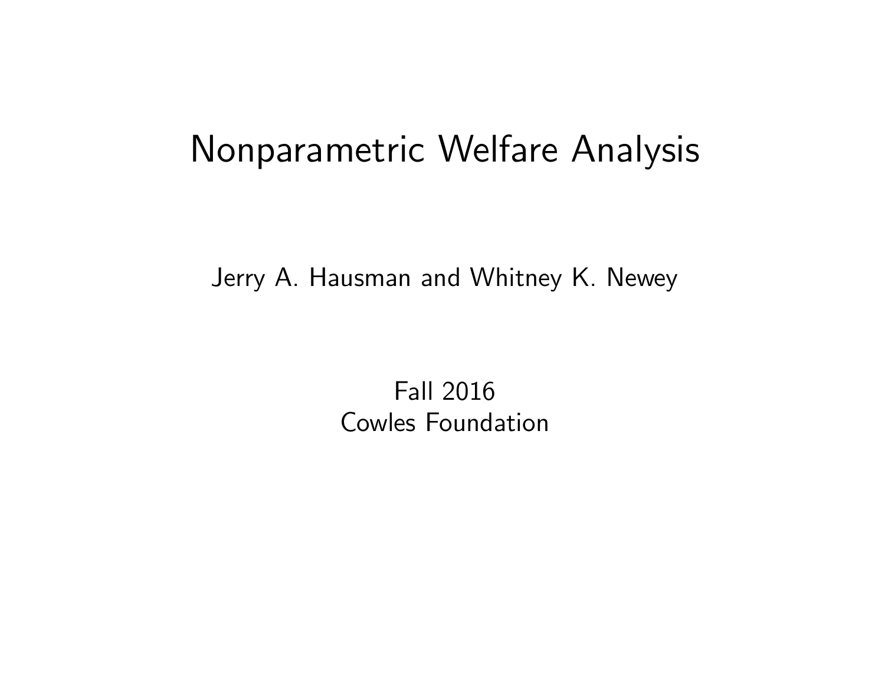# Nonparametric Welfare Analysis

Jerry A. Hausman and Whitney K. Newey

Fall 2016
Cowles Foundation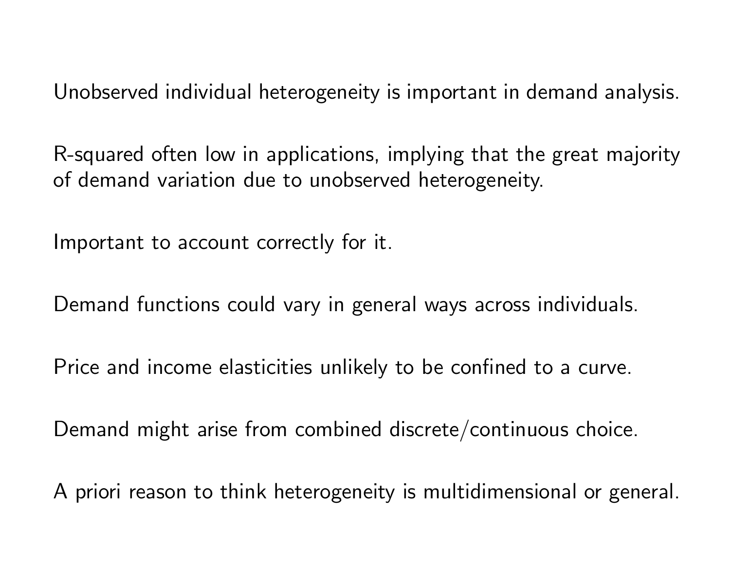Unobserved individual heterogeneity is important in demand analysis.

R-squared often low in applications, implying that the great majority of demand variation due to unobserved heterogeneity.

Important to account correctly for it.

Demand functions could vary in general ways across individuals.

Price and income elasticities unlikely to be confined to a curve.

Demand might arise from combined discrete/continuous choice.

A priori reason to think heterogeneity is multidimensional or general.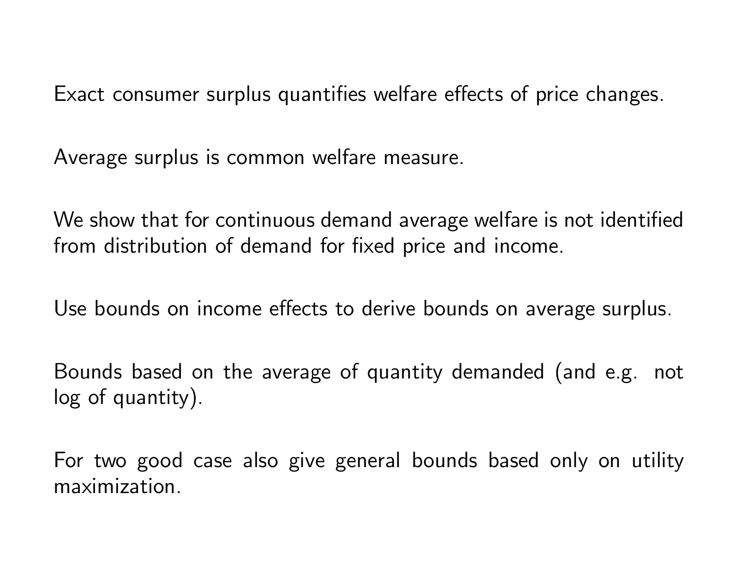Exact consumer surplus quantifies welfare effects of price changes.

Average surplus is common welfare measure.

We show that for continuous demand average welfare is not identified from distribution of demand for fixed price and income.

Use bounds on income effects to derive bounds on average surplus.

Bounds based on the average of quantity demanded (and e.g. not log of quantity).

For two good case also give general bounds based only on utility maximization.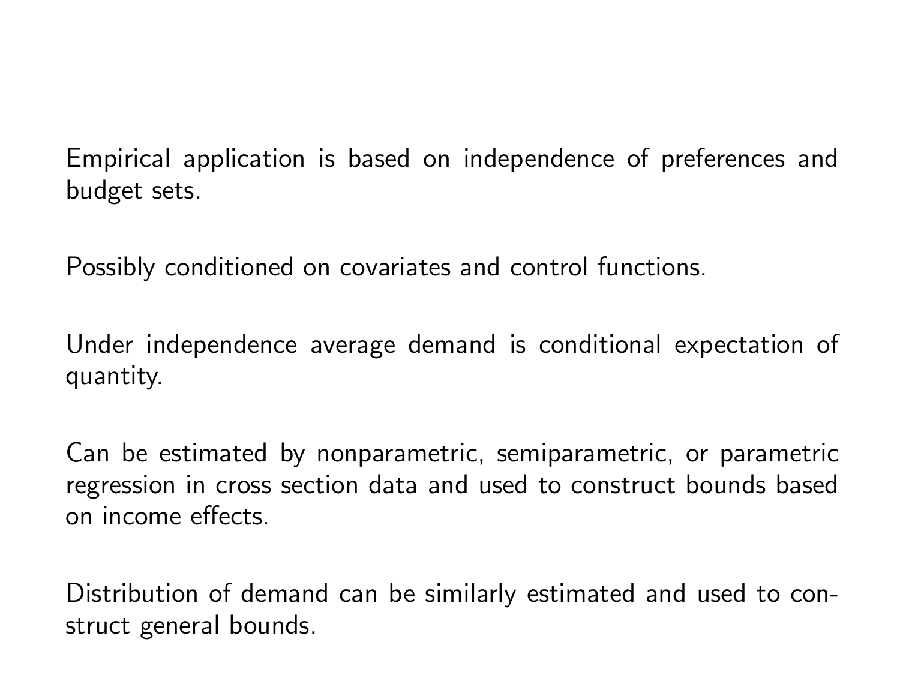Empirical application is based on independence of preferences and budget sets.

Possibly conditioned on covariates and control functions.

Under independence average demand is conditional expectation of quantity.

Can be estimated by nonparametric, semiparametric, or parametric regression in cross section data and used to construct bounds based on income effects.

Distribution of demand can be similarly estimated and used to construct general bounds.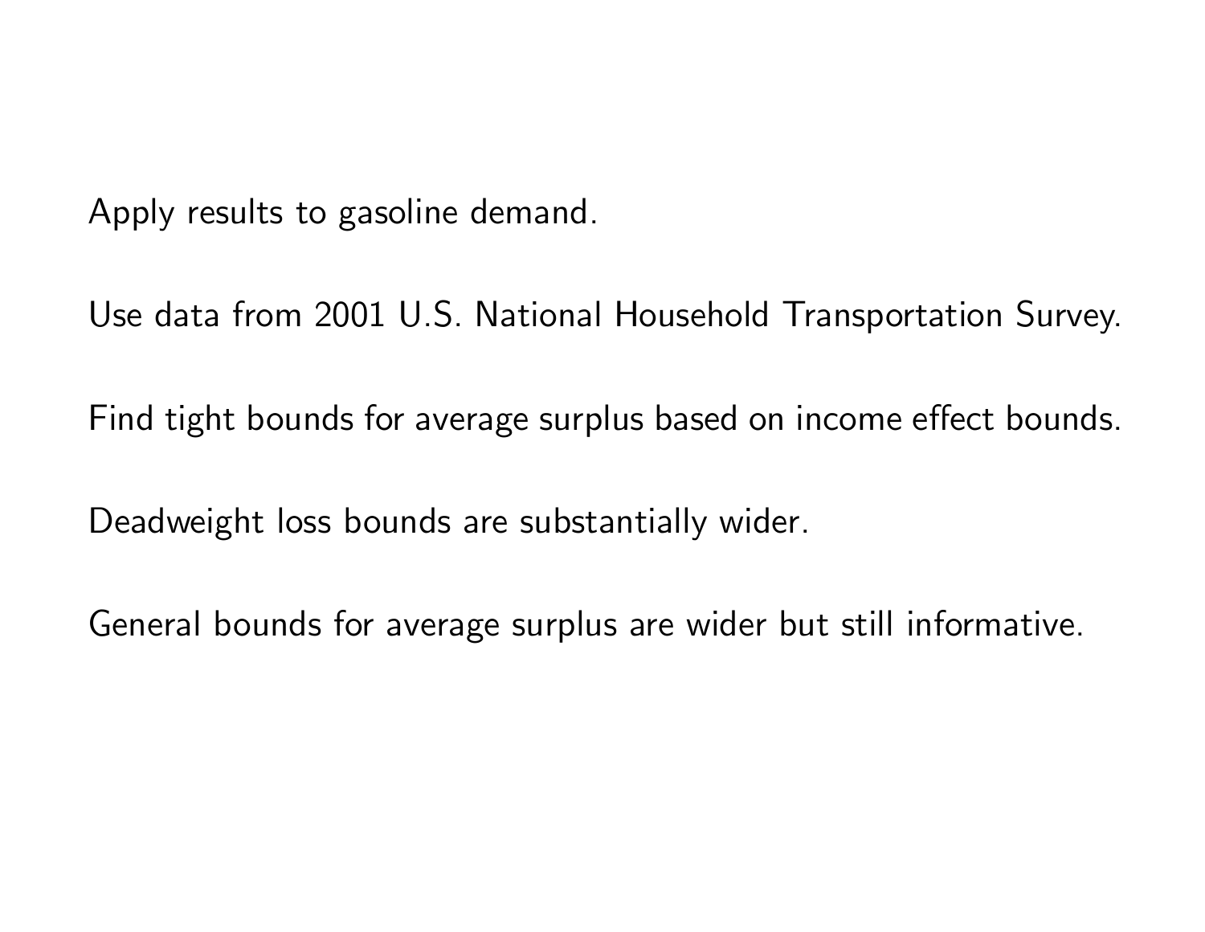Apply results to gasoline demand.

Use data from 2001 U.S. National Household Transportation Survey.

Find tight bounds for average surplus based on income effect bounds.

Deadweight loss bounds are substantially wider.

General bounds for average surplus are wider but still informative.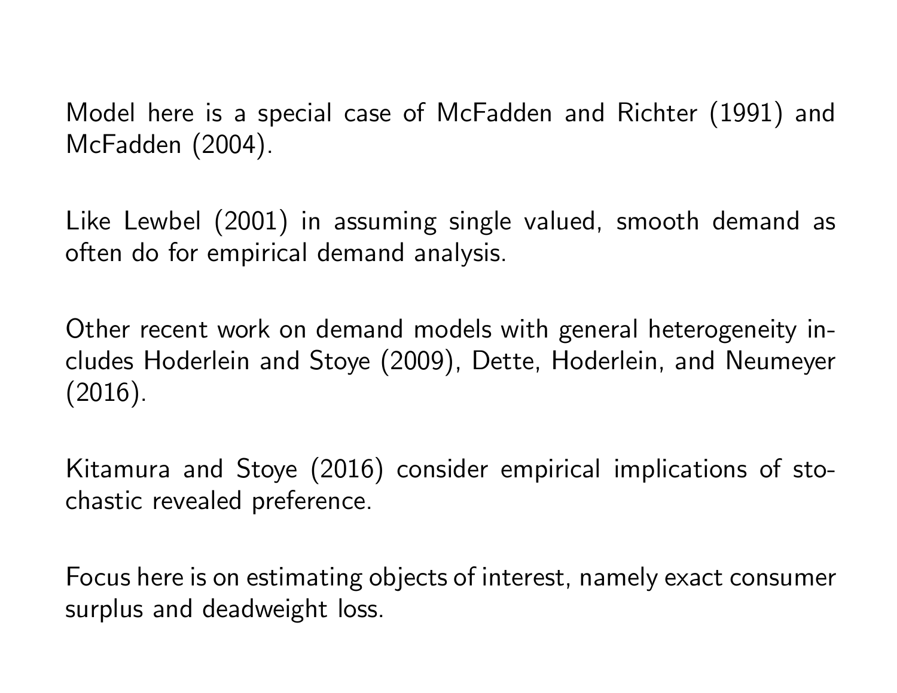Model here is a special case of McFadden and Richter (1991) and McFadden (2004).

Like Lewbel (2001) in assuming single valued, smooth demand as often do for empirical demand analysis.

Other recent work on demand models with general heterogeneity includes Hoderlein and Stoye (2009), Dette, Hoderlein, and Neumeyer (2016).

Kitamura and Stoye (2016) consider empirical implications of stochastic revealed preference.

Focus here is on estimating objects of interest, namely exact consumer surplus and deadweight loss.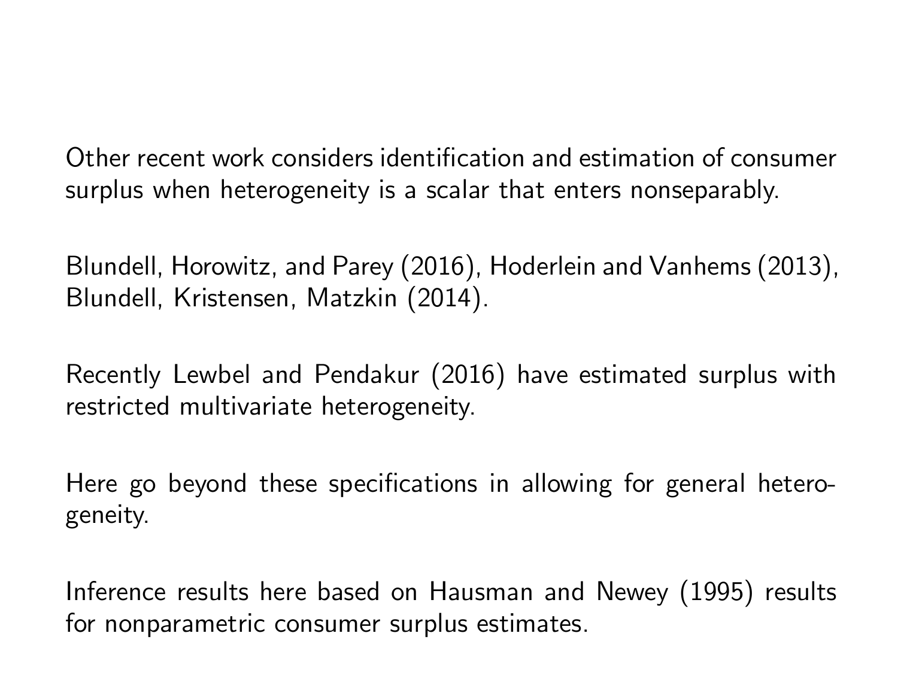Other recent work considers identification and estimation of consumer surplus when heterogeneity is a scalar that enters nonseparably.

Blundell, Horowitz, and Parey (2016), Hoderlein and Vanhems (2013), Blundell, Kristensen, Matzkin (2014).

Recently Lewbel and Pendakur (2016) have estimated surplus with restricted multivariate heterogeneity.

Here go beyond these specifications in allowing for general heterogeneity.

Inference results here based on Hausman and Newey (1995) results for nonparametric consumer surplus estimates.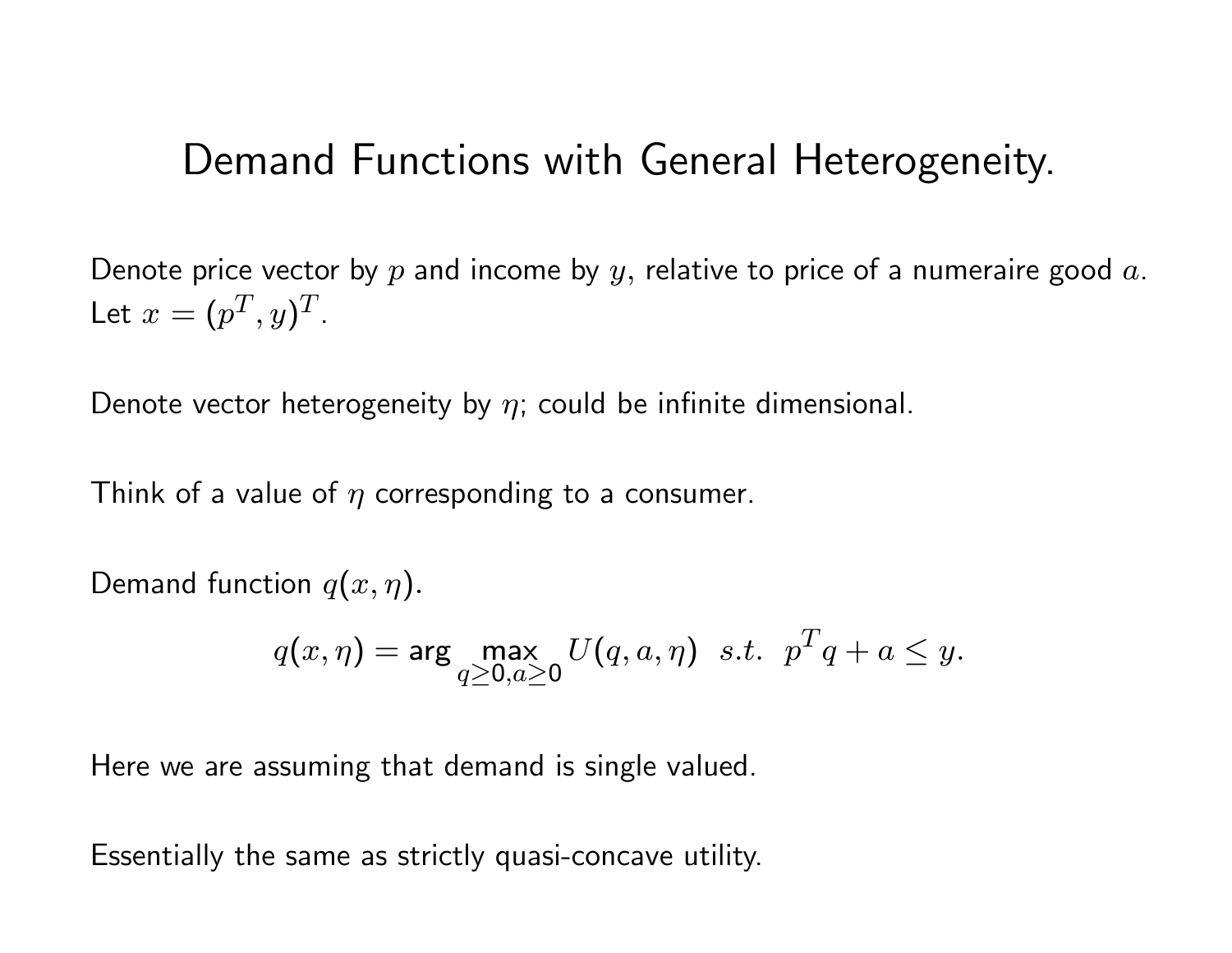# Demand Functions with General Heterogeneity.

Denote price vector by $p$ and income by $y$, relative to price of a numeraire good $a$. Let $x = (p^T, y)^T$.

Denote vector heterogeneity by $\eta$; could be infinite dimensional.

Think of a value of $\eta$ corresponding to a consumer.

Demand function $q(x, \eta)$.

$$q(x, \eta) = \arg \max_{q \geq 0, a \geq 0} U(q, a, \eta) \ \ s.t. \ \ p^T q + a \leq y.$$

Here we are assuming that demand is single valued.

Essentially the same as strictly quasi-concave utility.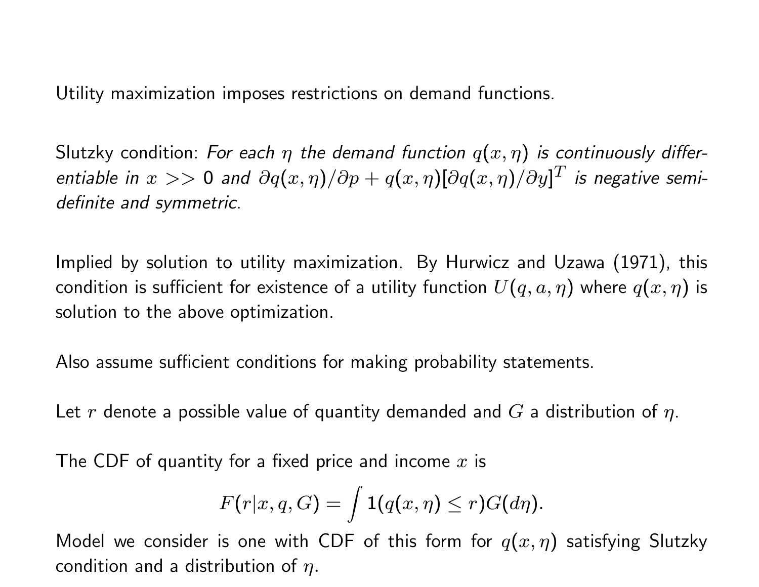Utility maximization imposes restrictions on demand functions.

Slutzky condition: *For each $\eta$ the demand function $q(x,\eta)$ is continuously differentiable in $x >> 0$ and $\partial q(x,\eta)/\partial p + q(x,\eta)[\partial q(x,\eta)/\partial y]^T$ is negative semi-definite and symmetric.*

Implied by solution to utility maximization. By Hurwicz and Uzawa (1971), this condition is sufficient for existence of a utility function $U(q,a,\eta)$ where $q(x,\eta)$ is solution to the above optimization.

Also assume sufficient conditions for making probability statements.

Let $r$ denote a possible value of quantity demanded and $G$ a distribution of $\eta$.

The CDF of quantity for a fixed price and income $x$ is

$$F(r|x,q,G) = \int 1(q(x,\eta) \leq r)G(d\eta).$$

Model we consider is one with CDF of this form for $q(x,\eta)$ satisfying Slutzky condition and a distribution of $\eta$.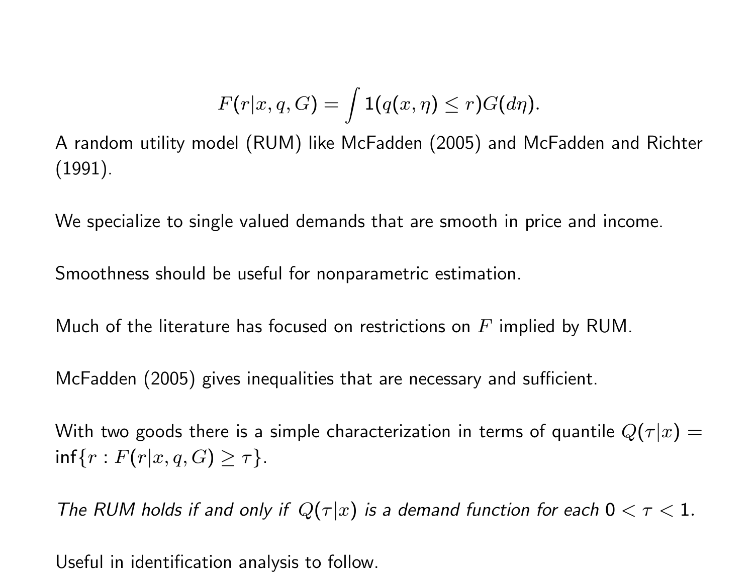$$F(r|x, q, G) = \int 1(q(x, \eta) \leq r) G(d\eta).$$

A random utility model (RUM) like McFadden (2005) and McFadden and Richter (1991).

We specialize to single valued demands that are smooth in price and income.

Smoothness should be useful for nonparametric estimation.

Much of the literature has focused on restrictions on $F$ implied by RUM.

McFadden (2005) gives inequalities that are necessary and sufficient.

With two goods there is a simple characterization in terms of quantile $Q(\tau|x) = \inf\{r : F(r|x, q, G) \geq \tau\}$.

*The RUM holds if and only if $Q(\tau|x)$ is a demand function for each $0 < \tau < 1$.*

Useful in identification analysis to follow.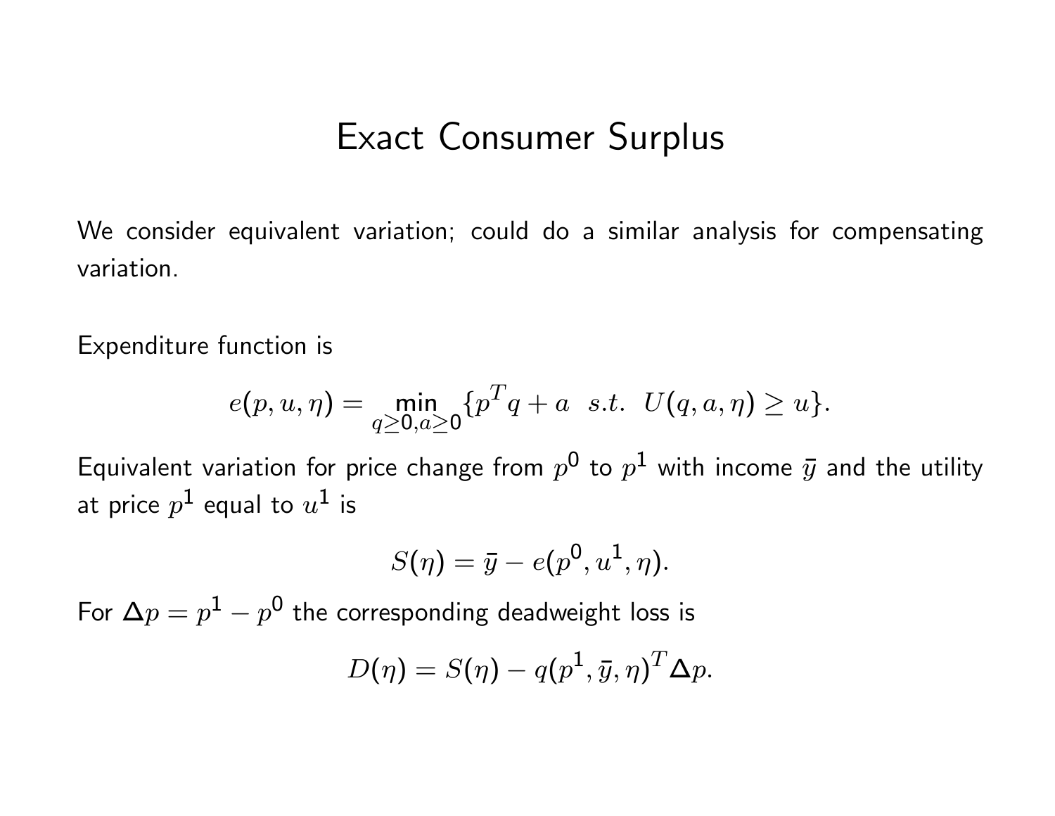# Exact Consumer Surplus

We consider equivalent variation; could do a similar analysis for compensating variation.

Expenditure function is

$$e(p, u, \eta) = \min_{q \geq 0, a \geq 0} \{p^T q + a \;\; s.t. \;\; U(q, a, \eta) \geq u\}.$$

Equivalent variation for price change from $p^0$ to $p^1$ with income $\bar{y}$ and the utility at price $p^1$ equal to $u^1$ is

$$S(\eta) = \bar{y} - e(p^0, u^1, \eta).$$

For $\Delta p = p^1 - p^0$ the corresponding deadweight loss is

$$D(\eta) = S(\eta) - q(p^1, \bar{y}, \eta)^T \Delta p.$$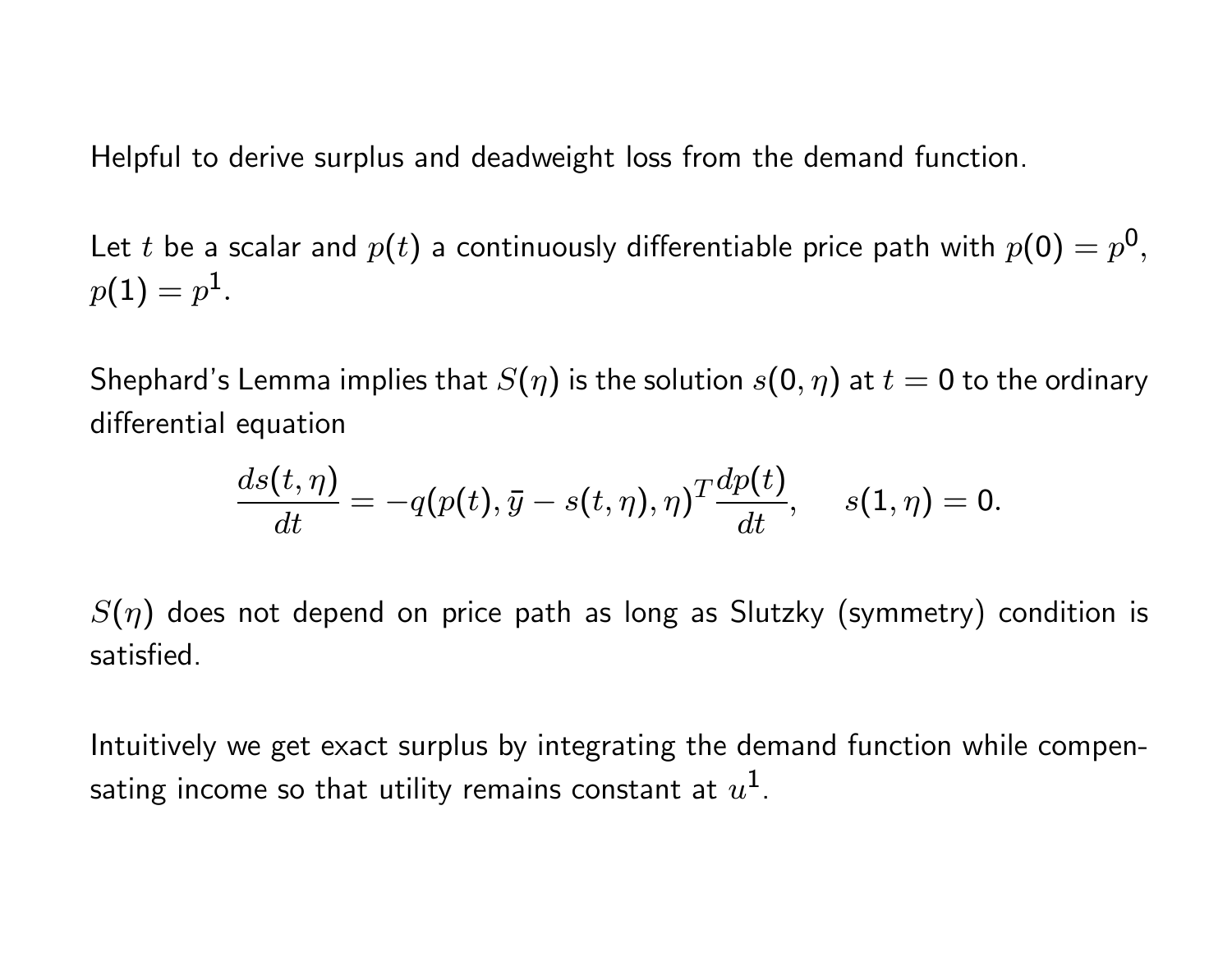Helpful to derive surplus and deadweight loss from the demand function.

Let $t$ be a scalar and $p(t)$ a continuously differentiable price path with $p(0) = p^0$, $p(1) = p^1$.

Shephard's Lemma implies that $S(\eta)$ is the solution $s(0, \eta)$ at $t = 0$ to the ordinary differential equation

$$\frac{ds(t,\eta)}{dt} = -q(p(t), \bar{y} - s(t,\eta), \eta)^T \frac{dp(t)}{dt}, \quad s(1,\eta) = 0.$$

$S(\eta)$ does not depend on price path as long as Slutzky (symmetry) condition is satisfied.

Intuitively we get exact surplus by integrating the demand function while compensating income so that utility remains constant at $u^1$.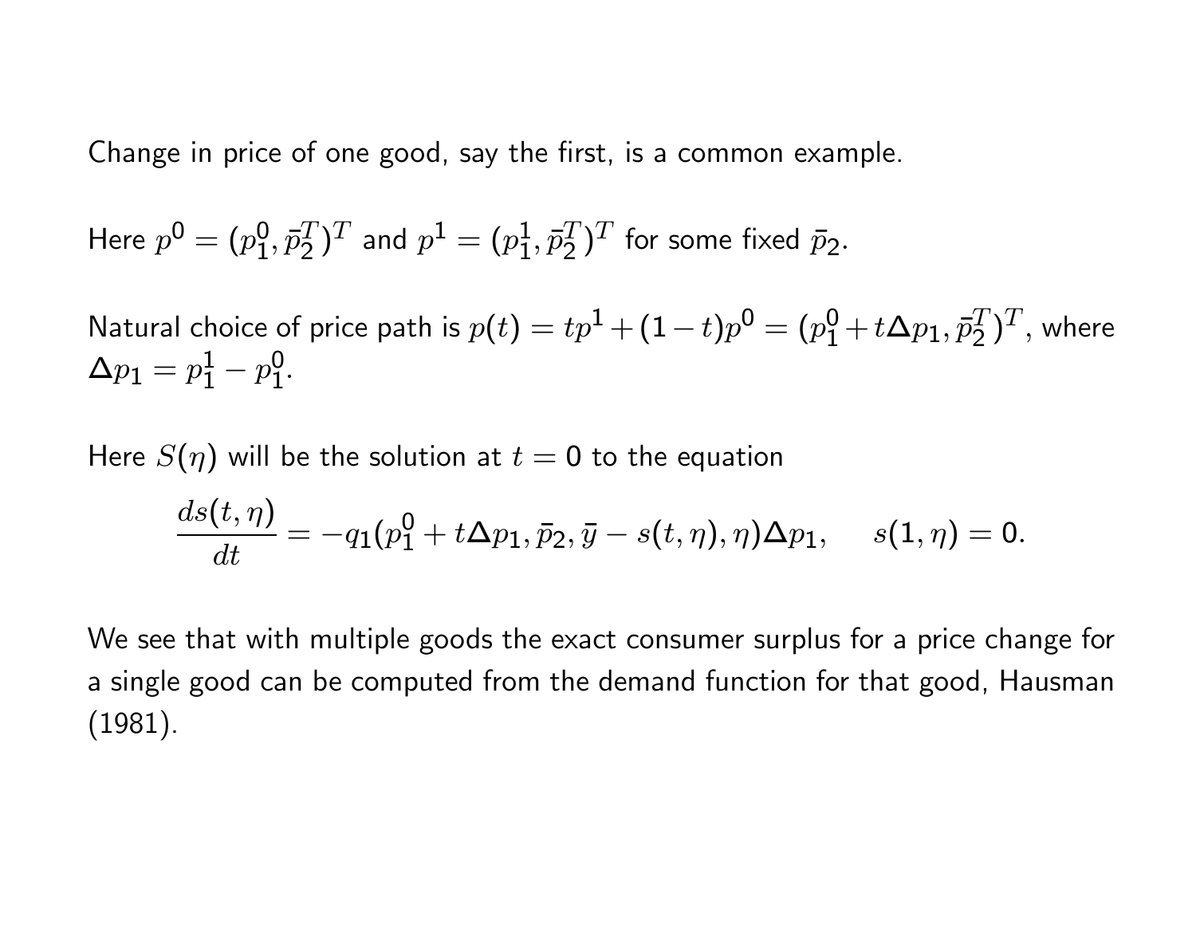Change in price of one good, say the first, is a common example.

Here $p^0 = (p_1^0, \bar{p}_2^T)^T$ and $p^1 = (p_1^1, \bar{p}_2^T)^T$ for some fixed $\bar{p}_2$.

Natural choice of price path is $p(t) = tp^1 + (1-t)p^0 = (p_1^0 + t\Delta p_1, \bar{p}_2^T)^T$, where $\Delta p_1 = p_1^1 - p_1^0$.

Here $S(\eta)$ will be the solution at $t = 0$ to the equation

$$\frac{ds(t,\eta)}{dt} = -q_1(p_1^0 + t\Delta p_1, \bar{p}_2, \bar{y} - s(t,\eta), \eta)\Delta p_1, \quad s(1,\eta) = 0.$$

We see that with multiple goods the exact consumer surplus for a price change for a single good can be computed from the demand function for that good, Hausman (1981).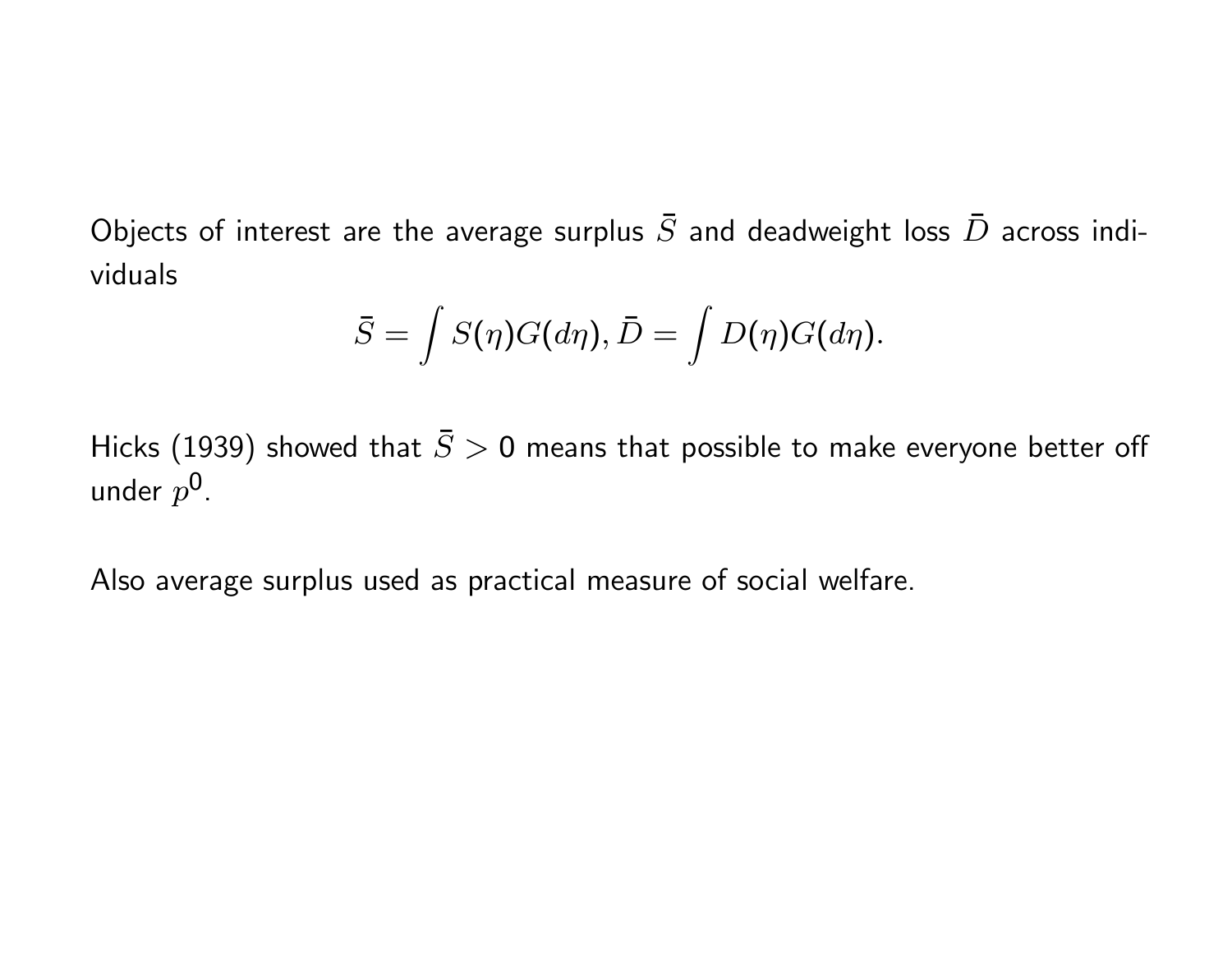Objects of interest are the average surplus $\bar{S}$ and deadweight loss $\bar{D}$ across individuals

$$\bar{S} = \int S(\eta)G(d\eta), \bar{D} = \int D(\eta)G(d\eta).$$

Hicks (1939) showed that $\bar{S} > 0$ means that possible to make everyone better off under $p^0$.

Also average surplus used as practical measure of social welfare.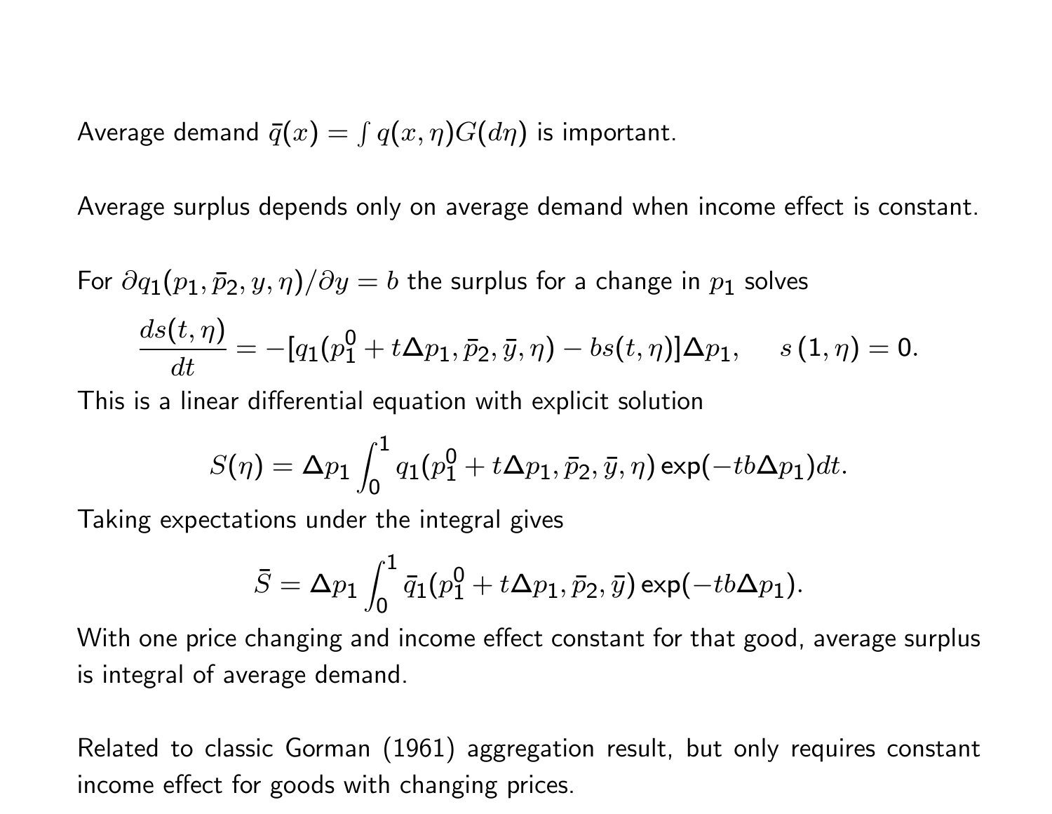Average demand $\bar{q}(x) = \int q(x, \eta)G(d\eta)$ is important.

Average surplus depends only on average demand when income effect is constant.

For $\partial q_1(p_1, \bar{p}_2, y, \eta)/\partial y = b$ the surplus for a change in $p_1$ solves

$$\frac{ds(t, \eta)}{dt} = -[q_1(p_1^0 + t\Delta p_1, \bar{p}_2, \bar{y}, \eta) - bs(t, \eta)]\Delta p_1, \quad s\,(1, \eta) = 0.$$

This is a linear differential equation with explicit solution

$$S(\eta) = \Delta p_1 \int_0^1 q_1(p_1^0 + t\Delta p_1, \bar{p}_2, \bar{y}, \eta) \exp(-tb\Delta p_1)dt.$$

Taking expectations under the integral gives

$$\bar{S} = \Delta p_1 \int_0^1 \bar{q}_1(p_1^0 + t\Delta p_1, \bar{p}_2, \bar{y}) \exp(-tb\Delta p_1).$$

With one price changing and income effect constant for that good, average surplus is integral of average demand.

Related to classic Gorman (1961) aggregation result, but only requires constant income effect for goods with changing prices.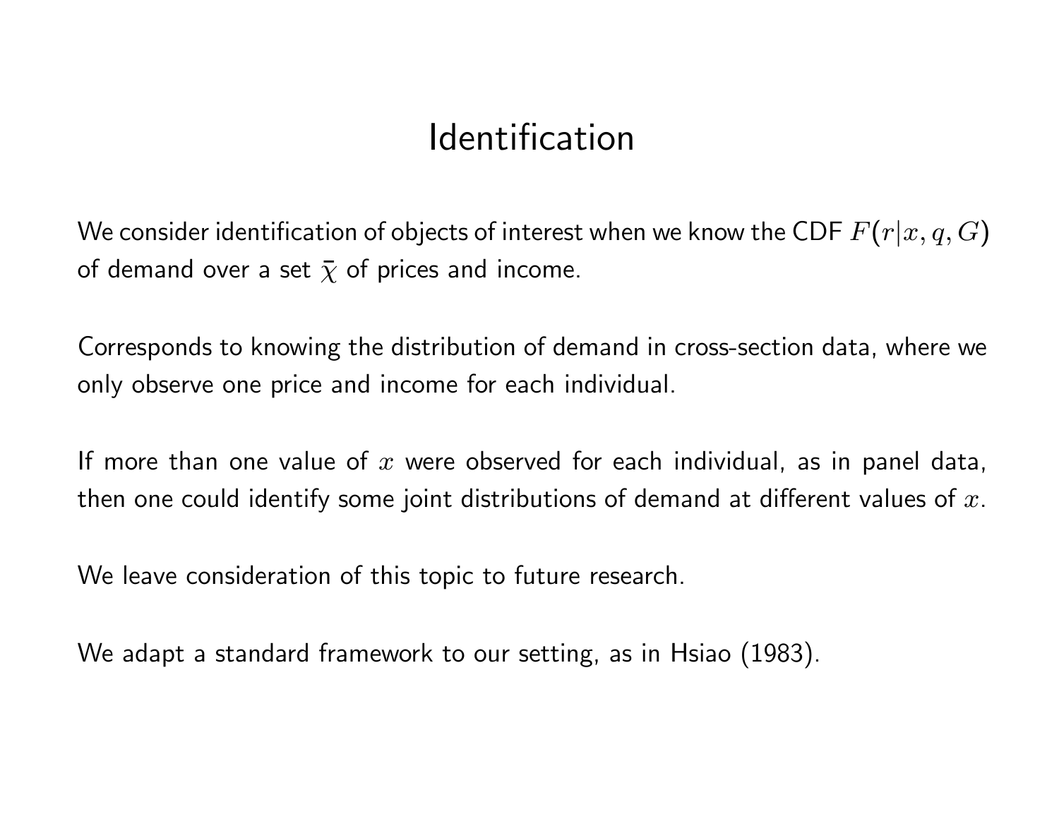# Identification

We consider identification of objects of interest when we know the CDF $F(r|x, q, G)$ of demand over a set $\bar{\chi}$ of prices and income.

Corresponds to knowing the distribution of demand in cross-section data, where we only observe one price and income for each individual.

If more than one value of $x$ were observed for each individual, as in panel data, then one could identify some joint distributions of demand at different values of $x$.

We leave consideration of this topic to future research.

We adapt a standard framework to our setting, as in Hsiao (1983).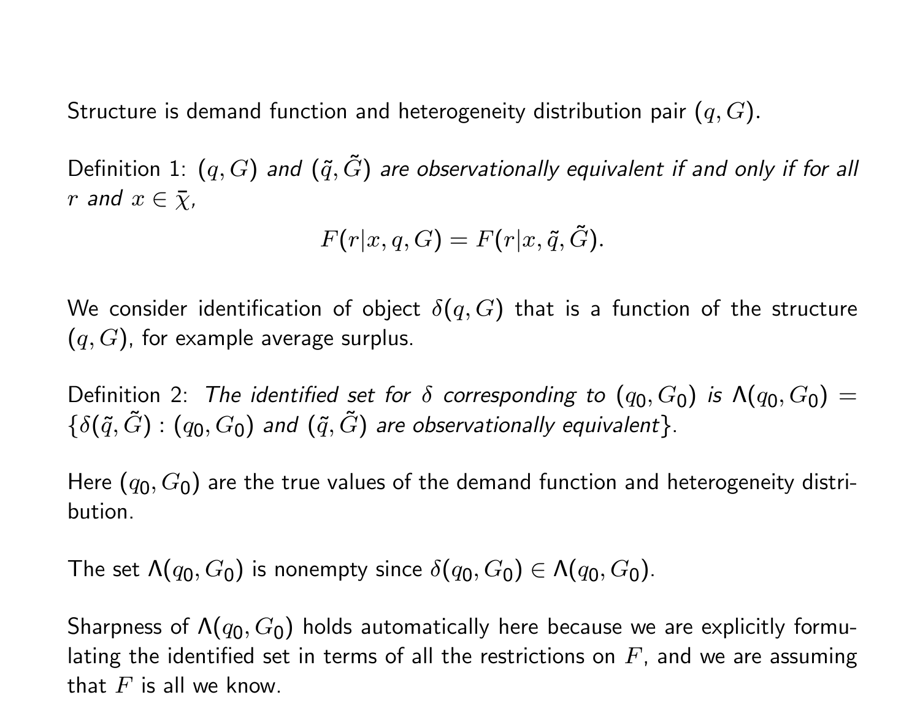Structure is demand function and heterogeneity distribution pair $(q, G)$.

Definition 1: *$(q, G)$ and $(\tilde{q}, \tilde{G})$ are observationally equivalent if and only if for all $r$ and $x \in \bar{\chi}$,*

$$F(r|x, q, G) = F(r|x, \tilde{q}, \tilde{G}).$$

We consider identification of object $\delta(q, G)$ that is a function of the structure $(q, G)$, for example average surplus.

Definition 2: *The identified set for $\delta$ corresponding to $(q_0, G_0)$ is $\Lambda(q_0, G_0) = \{\delta(\tilde{q}, \tilde{G}) : (q_0, G_0)$ and $(\tilde{q}, \tilde{G})$ are observationally equivalent$\}$.*

Here $(q_0, G_0)$ are the true values of the demand function and heterogeneity distribution.

The set $\Lambda(q_0, G_0)$ is nonempty since $\delta(q_0, G_0) \in \Lambda(q_0, G_0)$.

Sharpness of $\Lambda(q_0, G_0)$ holds automatically here because we are explicitly formulating the identified set in terms of all the restrictions on $F$, and we are assuming that $F$ is all we know.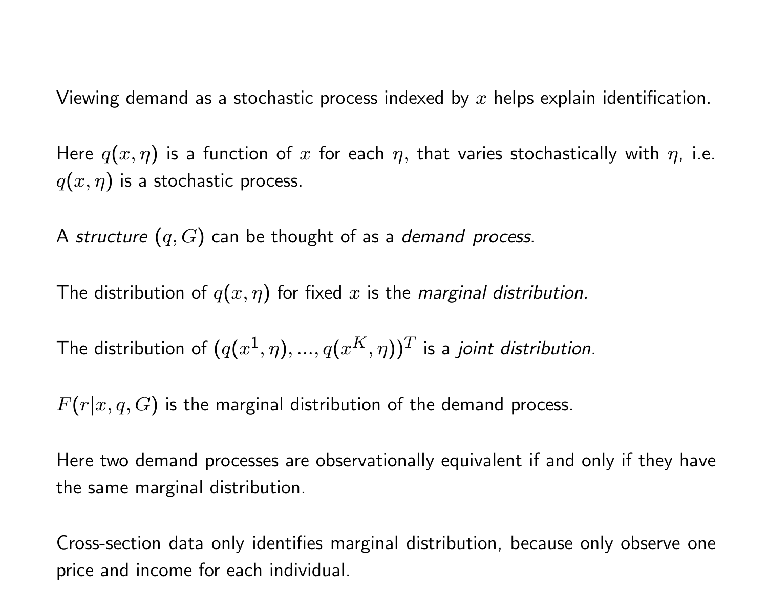Viewing demand as a stochastic process indexed by $x$ helps explain identification.

Here $q(x, \eta)$ is a function of $x$ for each $\eta$, that varies stochastically with $\eta$, i.e. $q(x, \eta)$ is a stochastic process.

A *structure* $(q, G)$ can be thought of as a *demand process*.

The distribution of $q(x, \eta)$ for fixed $x$ is the *marginal distribution.*

The distribution of $(q(x^1, \eta), ..., q(x^K, \eta))^T$ is a *joint distribution.*

$F(r|x, q, G)$ is the marginal distribution of the demand process.

Here two demand processes are observationally equivalent if and only if they have the same marginal distribution.

Cross-section data only identifies marginal distribution, because only observe one price and income for each individual.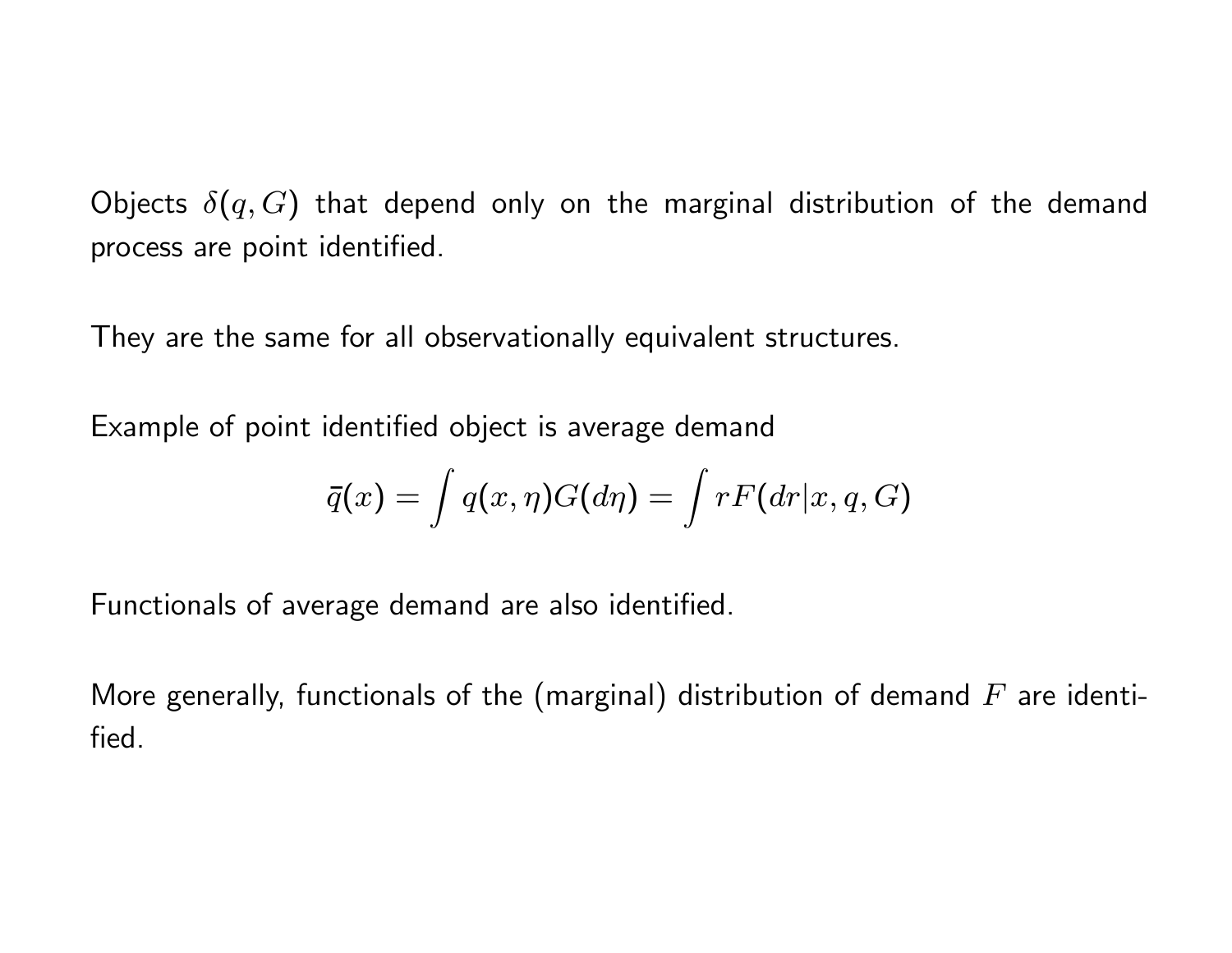Objects $\delta(q, G)$ that depend only on the marginal distribution of the demand process are point identified.

They are the same for all observationally equivalent structures.

Example of point identified object is average demand

$$\bar{q}(x) = \int q(x, \eta) G(d\eta) = \int r F(dr|x, q, G)$$

Functionals of average demand are also identified.

More generally, functionals of the (marginal) distribution of demand $F$ are identified.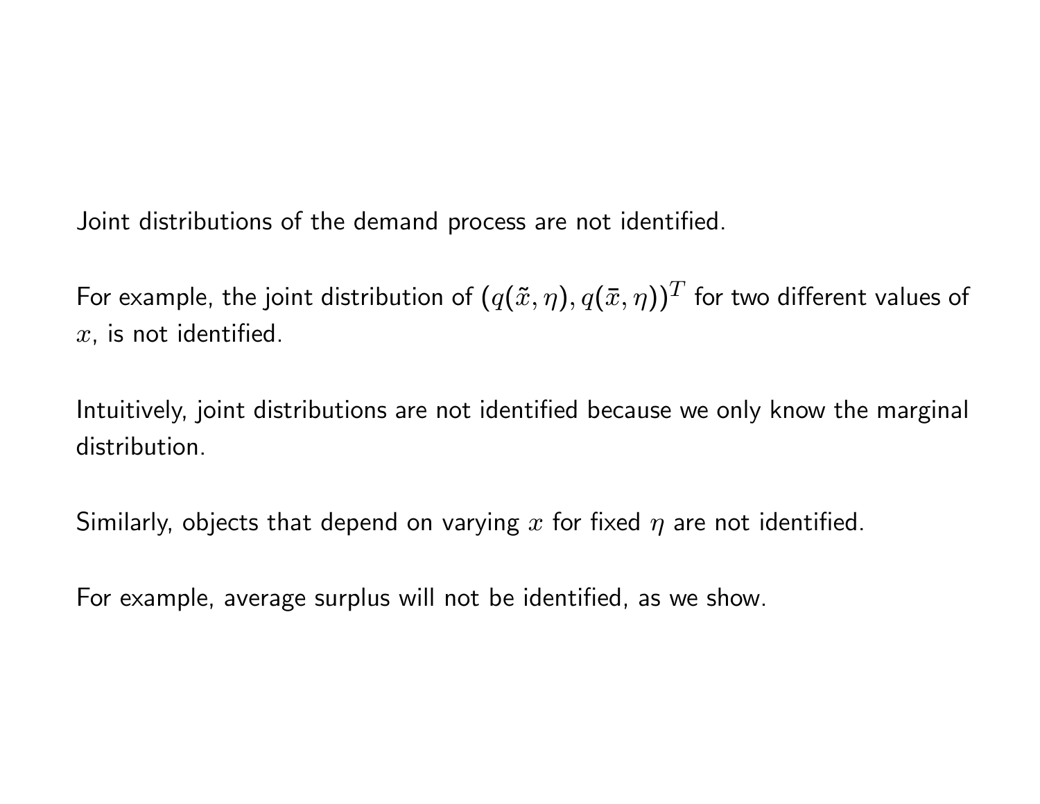Joint distributions of the demand process are not identified.

For example, the joint distribution of $(q(\tilde{x}, \eta), q(\bar{x}, \eta))^T$ for two different values of $x$, is not identified.

Intuitively, joint distributions are not identified because we only know the marginal distribution.

Similarly, objects that depend on varying $x$ for fixed $\eta$ are not identified.

For example, average surplus will not be identified, as we show.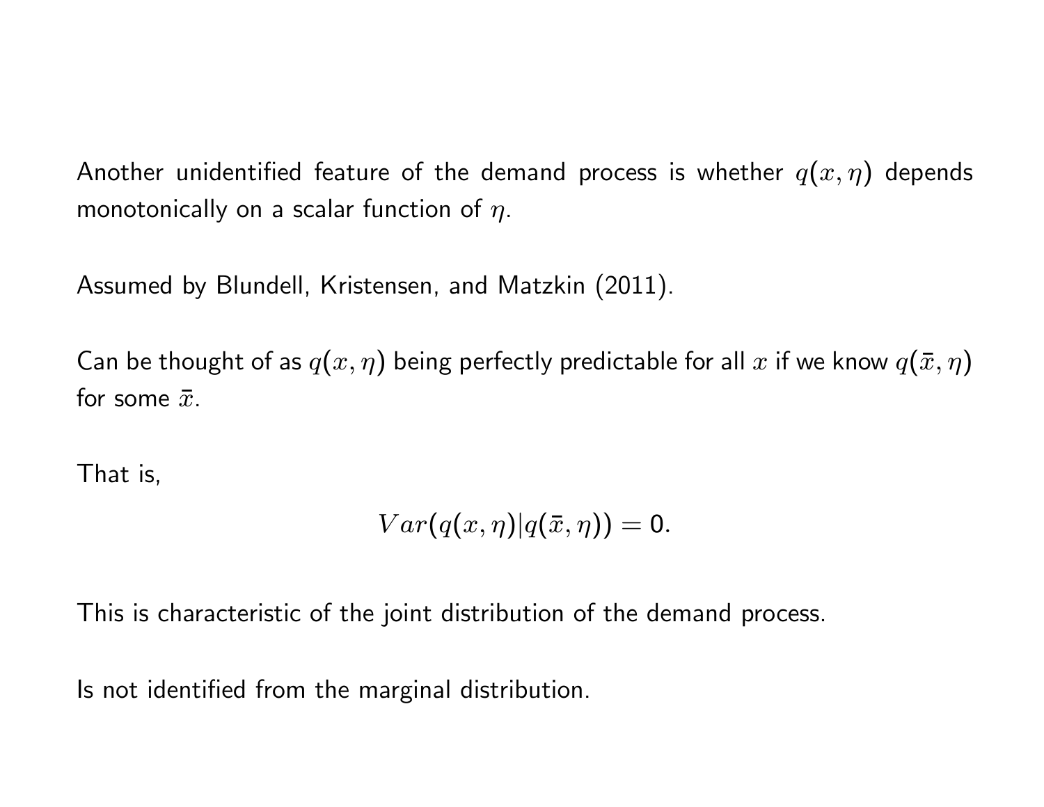Another unidentified feature of the demand process is whether $q(x, \eta)$ depends monotonically on a scalar function of $\eta$.

Assumed by Blundell, Kristensen, and Matzkin (2011).

Can be thought of as $q(x, \eta)$ being perfectly predictable for all $x$ if we know $q(\bar{x}, \eta)$ for some $\bar{x}$.

That is,

$$Var(q(x, \eta)|q(\bar{x}, \eta)) = 0.$$

This is characteristic of the joint distribution of the demand process.

Is not identified from the marginal distribution.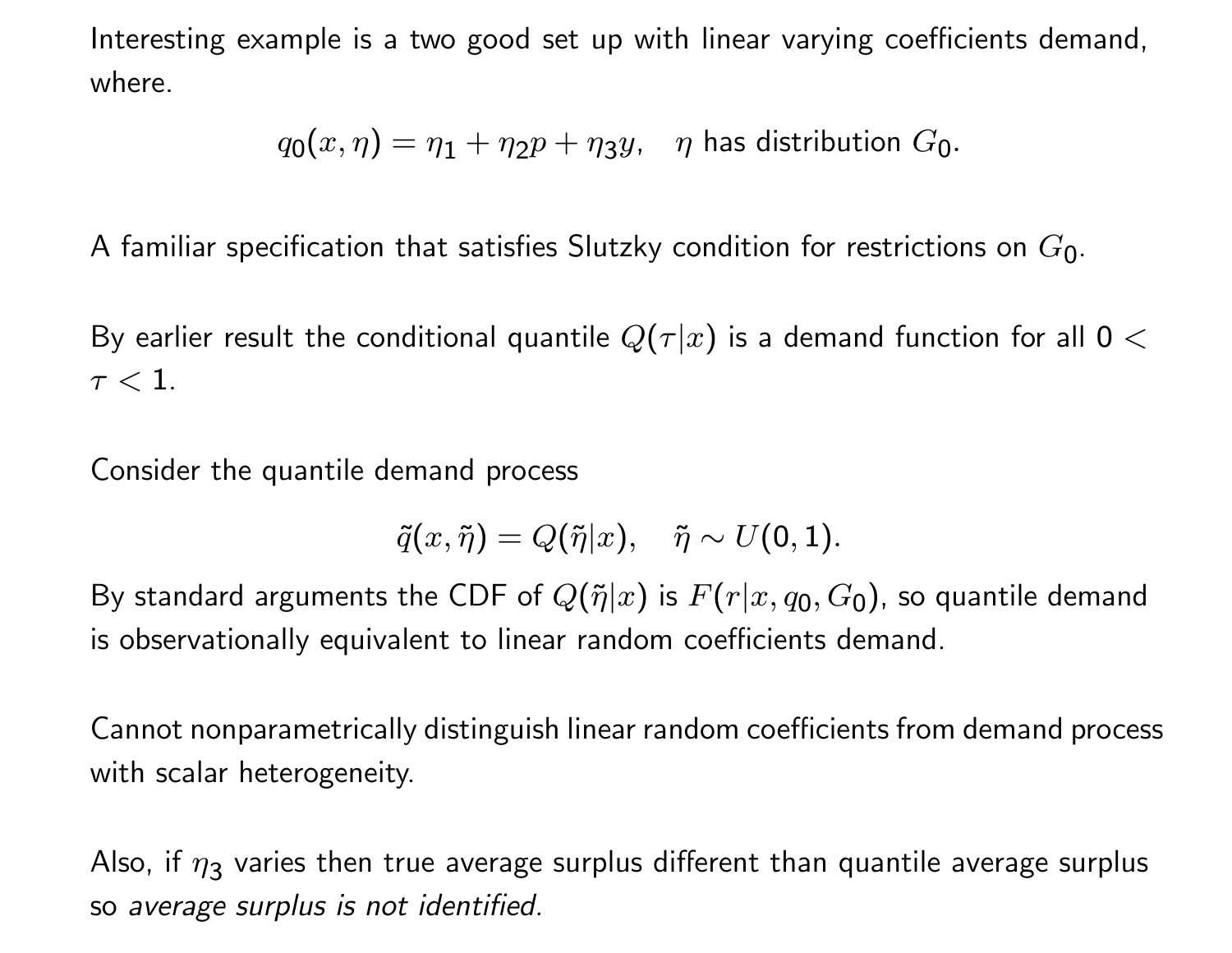Interesting example is a two good set up with linear varying coefficients demand, where.

$$q_0(x, \eta) = \eta_1 + \eta_2 p + \eta_3 y, \quad \eta \text{ has distribution } G_0.$$

A familiar specification that satisfies Slutzky condition for restrictions on $G_0$.

By earlier result the conditional quantile $Q(\tau|x)$ is a demand function for all $0 < \tau < 1$.

Consider the quantile demand process

$$\tilde{q}(x, \tilde{\eta}) = Q(\tilde{\eta}|x), \quad \tilde{\eta} \sim U(0, 1).$$

By standard arguments the CDF of $Q(\tilde{\eta}|x)$ is $F(r|x, q_0, G_0)$, so quantile demand is observationally equivalent to linear random coefficients demand.

Cannot nonparametrically distinguish linear random coefficients from demand process with scalar heterogeneity.

Also, if $\eta_3$ varies then true average surplus different than quantile average surplus so *average surplus is not identified.*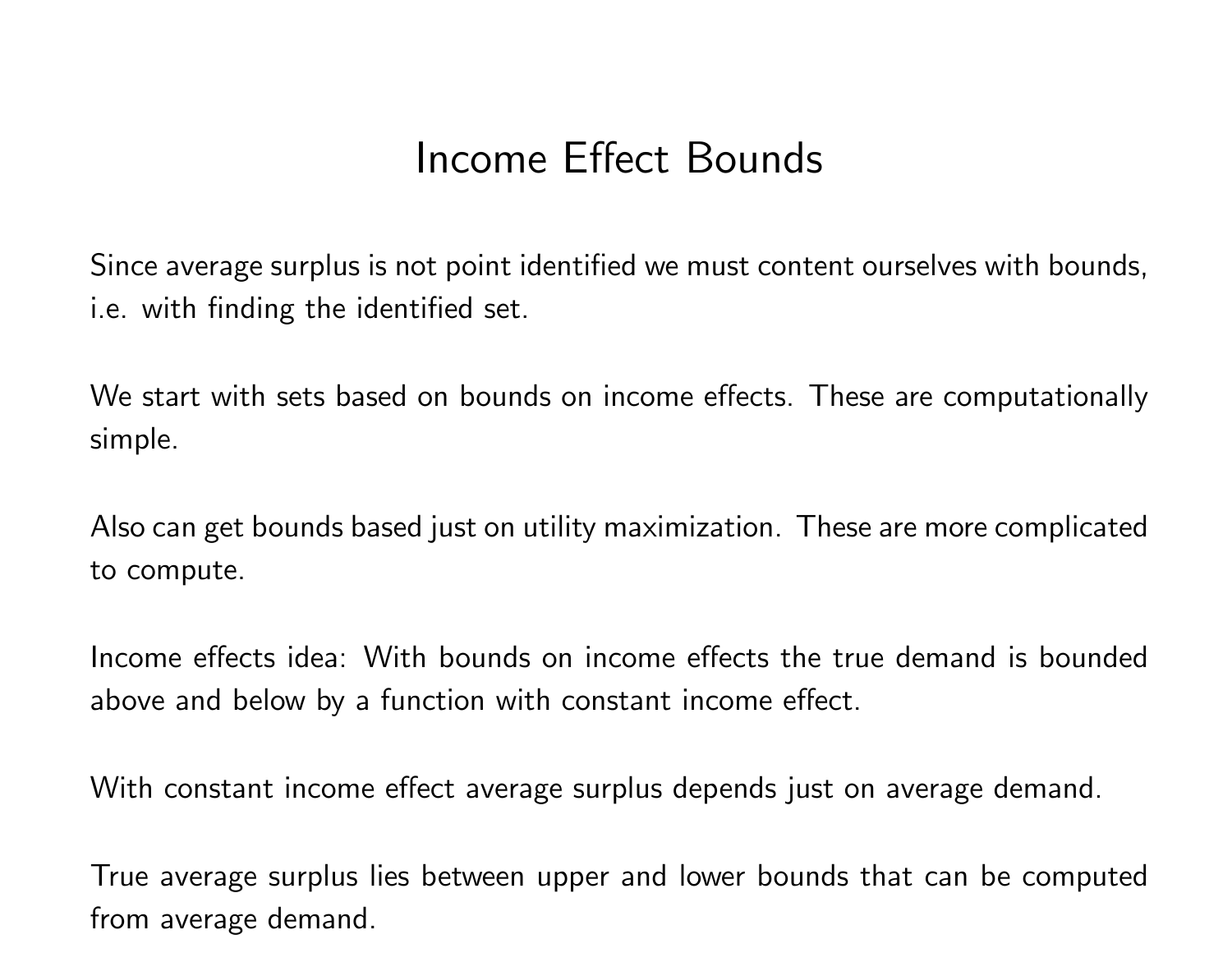# Income Effect Bounds

Since average surplus is not point identified we must content ourselves with bounds, i.e. with finding the identified set.

We start with sets based on bounds on income effects. These are computationally simple.

Also can get bounds based just on utility maximization. These are more complicated to compute.

Income effects idea: With bounds on income effects the true demand is bounded above and below by a function with constant income effect.

With constant income effect average surplus depends just on average demand.

True average surplus lies between upper and lower bounds that can be computed from average demand.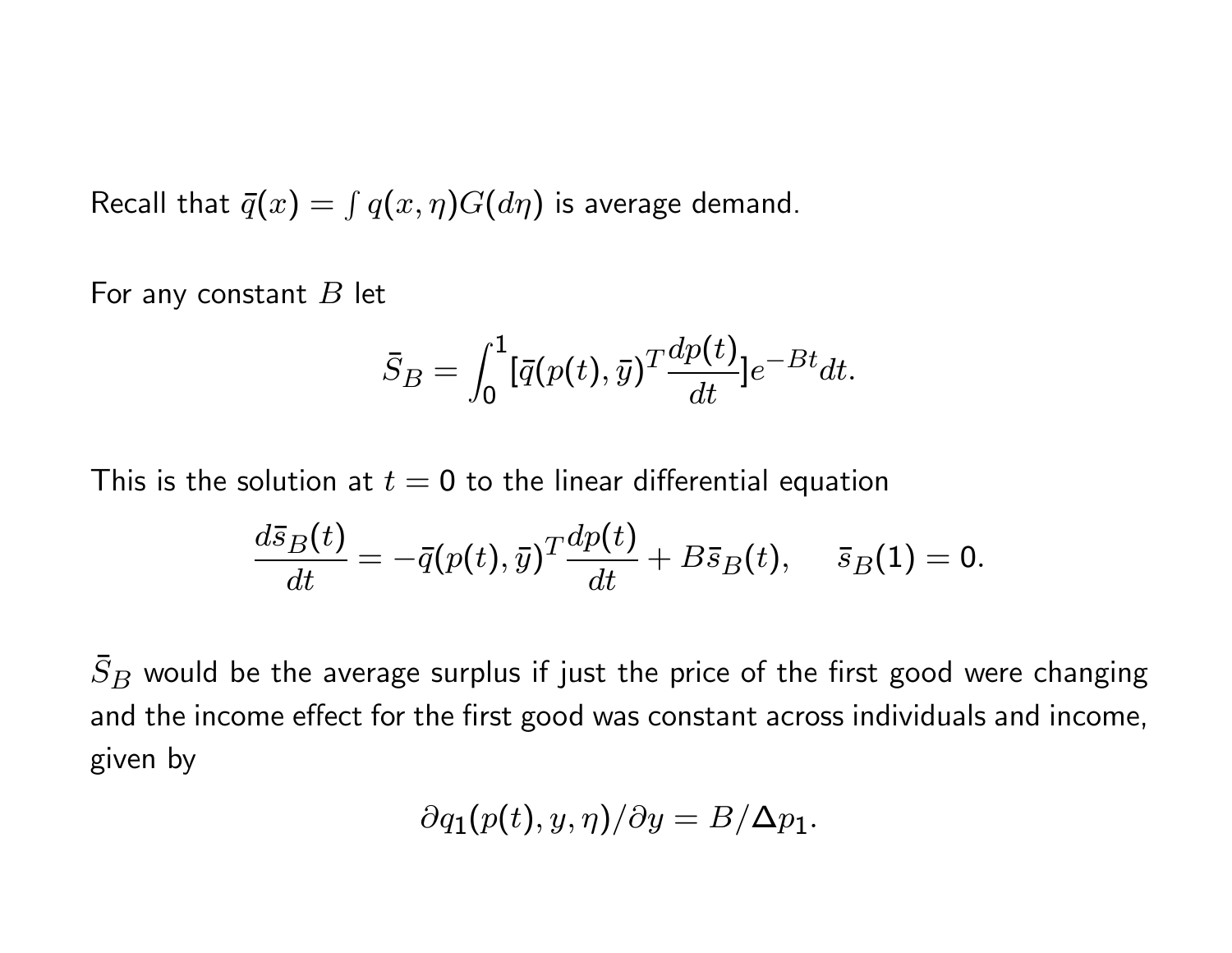Recall that $\bar{q}(x) = \int q(x, \eta) G(d\eta)$ is average demand.

For any constant $B$ let

$$\bar{S}_B = \int_0^1 [\bar{q}(p(t), \bar{y})^T \frac{dp(t)}{dt}] e^{-Bt} dt.$$

This is the solution at $t = 0$ to the linear differential equation

$$\frac{d\bar{s}_B(t)}{dt} = -\bar{q}(p(t), \bar{y})^T \frac{dp(t)}{dt} + B\bar{s}_B(t), \quad \bar{s}_B(1) = 0.$$

$\bar{S}_B$ would be the average surplus if just the price of the first good were changing and the income effect for the first good was constant across individuals and income, given by

$$\partial q_1(p(t), y, \eta)/\partial y = B/\Delta p_1.$$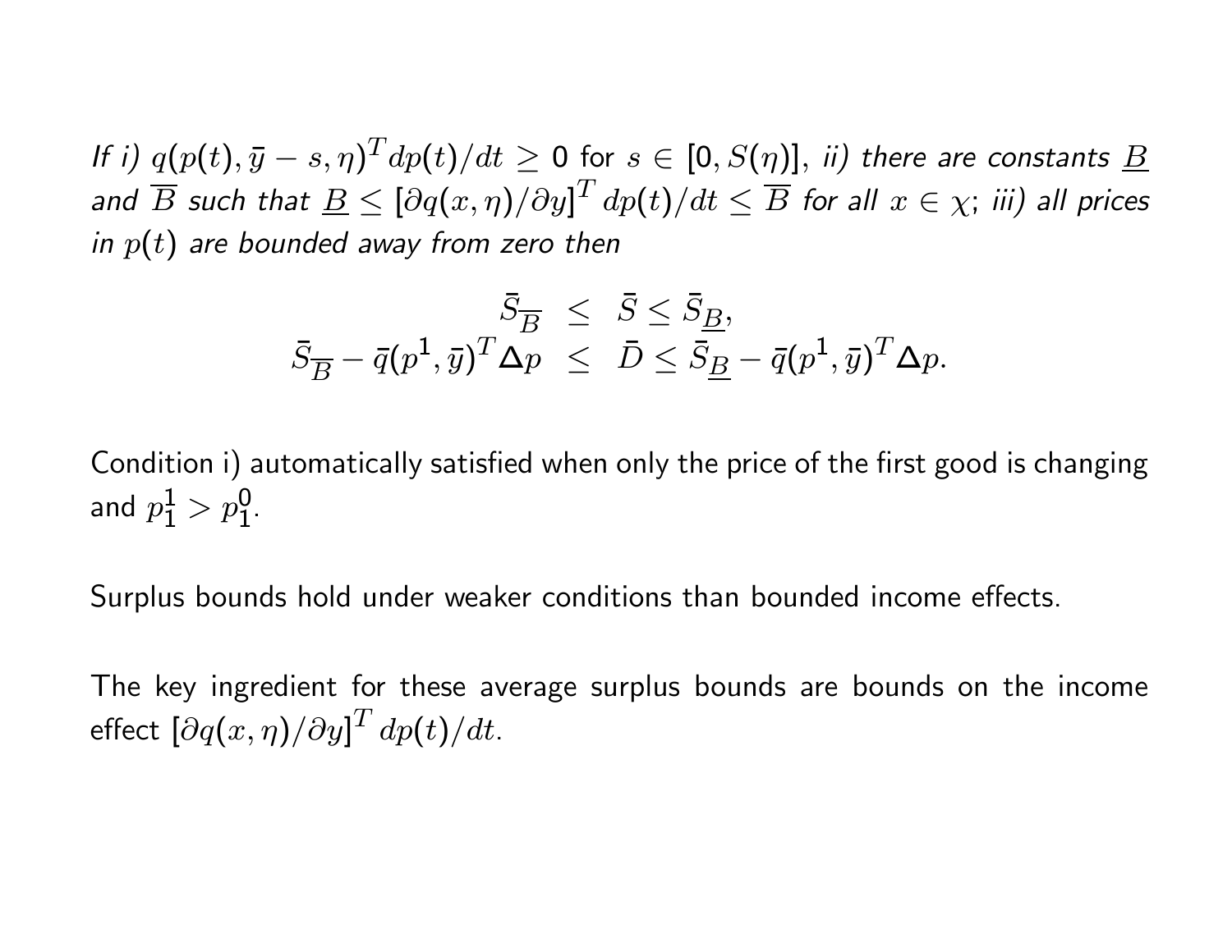*If i) $q(p(t), \bar{y} - s, \eta)^T dp(t)/dt \geq 0$ for $s \in [0, S(\eta)]$, ii) there are constants $\underline{B}$ and $\overline{B}$ such that $\underline{B} \leq [\partial q(x,\eta)/\partial y]^T dp(t)/dt \leq \overline{B}$ for all $x \in \chi$; iii) all prices in $p(t)$ are bounded away from zero then*

$$
\begin{aligned}
\bar{S}_{\overline{B}} &\leq \bar{S} \leq \bar{S}_{\underline{B}}, \\
\bar{S}_{\overline{B}} - \bar{q}(p^1, \bar{y})^T \Delta p &\leq \bar{D} \leq \bar{S}_{\underline{B}} - \bar{q}(p^1, \bar{y})^T \Delta p.
\end{aligned}
$$

Condition i) automatically satisfied when only the price of the first good is changing and $p_1^1 > p_1^0$.

Surplus bounds hold under weaker conditions than bounded income effects.

The key ingredient for these average surplus bounds are bounds on the income effect $[\partial q(x,\eta)/\partial y]^T dp(t)/dt$.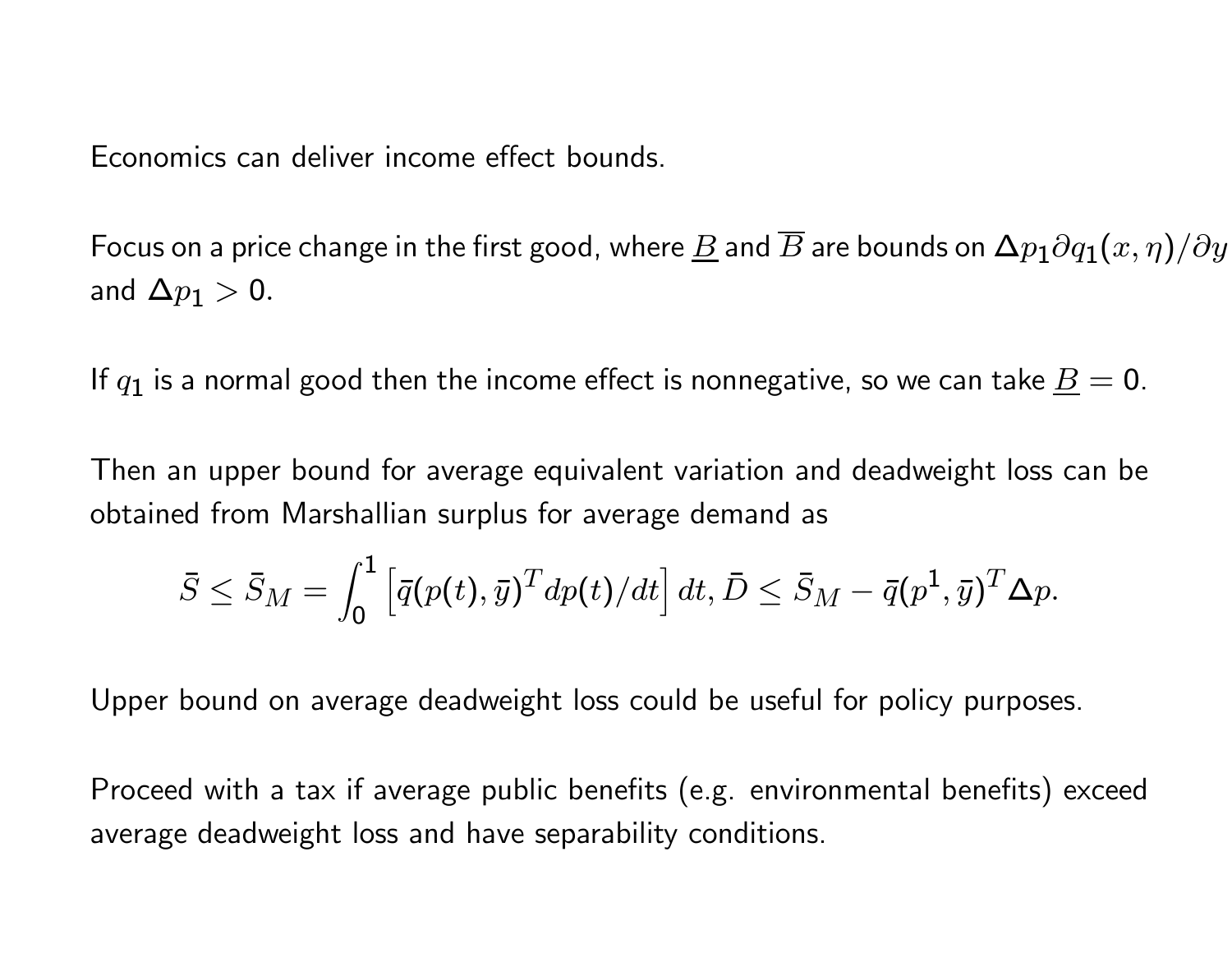Economics can deliver income effect bounds.

Focus on a price change in the first good, where $\underline{B}$ and $\overline{B}$ are bounds on $\Delta p_1 \partial q_1(x, \eta)/\partial y$ and $\Delta p_1 > 0$.

If $q_1$ is a normal good then the income effect is nonnegative, so we can take $\underline{B} = 0$.

Then an upper bound for average equivalent variation and deadweight loss can be obtained from Marshallian surplus for average demand as

$$\bar{S} \leq \bar{S}_M = \int_0^1 \left[ \bar{q}(p(t), \bar{y})^T dp(t)/dt \right] dt, \bar{D} \leq \bar{S}_M - \bar{q}(p^1, \bar{y})^T \Delta p.$$

Upper bound on average deadweight loss could be useful for policy purposes.

Proceed with a tax if average public benefits (e.g. environmental benefits) exceed average deadweight loss and have separability conditions.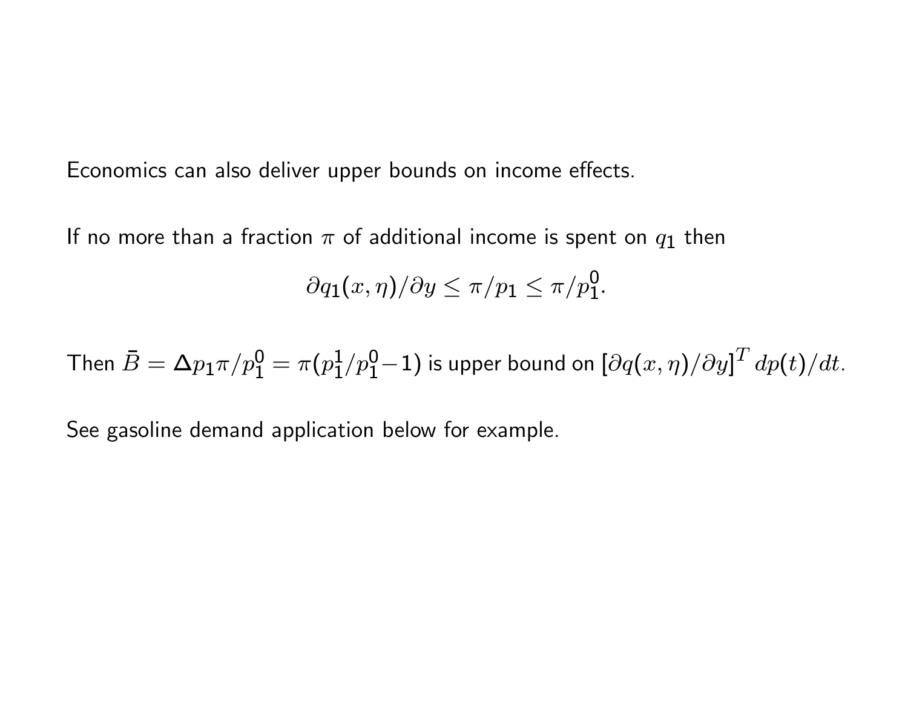Economics can also deliver upper bounds on income effects.

If no more than a fraction $\pi$ of additional income is spent on $q_1$ then

$$\partial q_1(x,\eta)/\partial y \leq \pi/p_1 \leq \pi/p_1^0.$$

Then $\bar{B} = \Delta p_1 \pi/p_1^0 = \pi(p_1^1/p_1^0 - 1)$ is upper bound on $[\partial q(x,\eta)/\partial y]^T \, dp(t)/dt$.

See gasoline demand application below for example.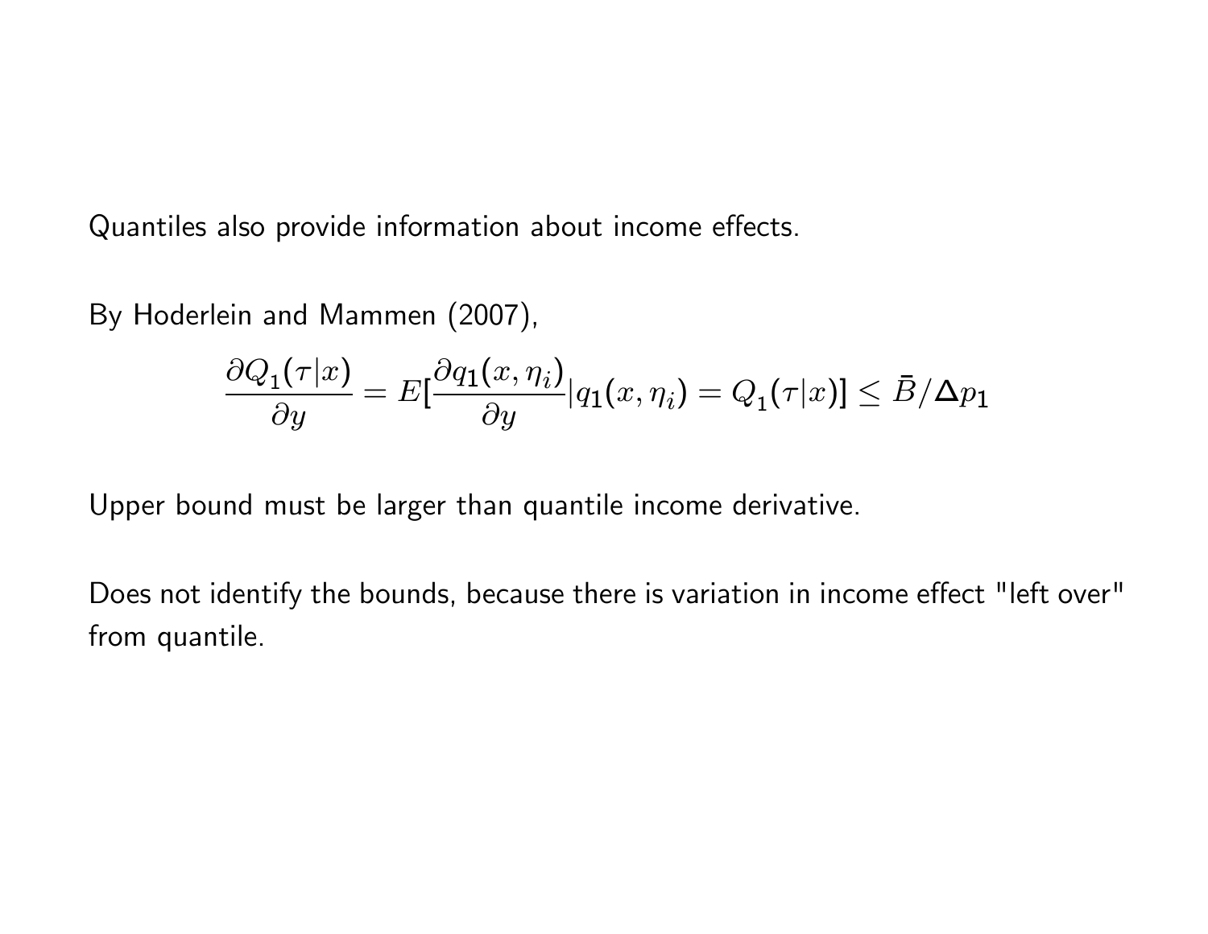Quantiles also provide information about income effects.

By Hoderlein and Mammen (2007),

$$\frac{\partial Q_1(\tau|x)}{\partial y} = E[\frac{\partial q_1(x,\eta_i)}{\partial y}|q_1(x,\eta_i) = Q_1(\tau|x)] \leq \bar{B}/\Delta p_1$$

Upper bound must be larger than quantile income derivative.

Does not identify the bounds, because there is variation in income effect "left over" from quantile.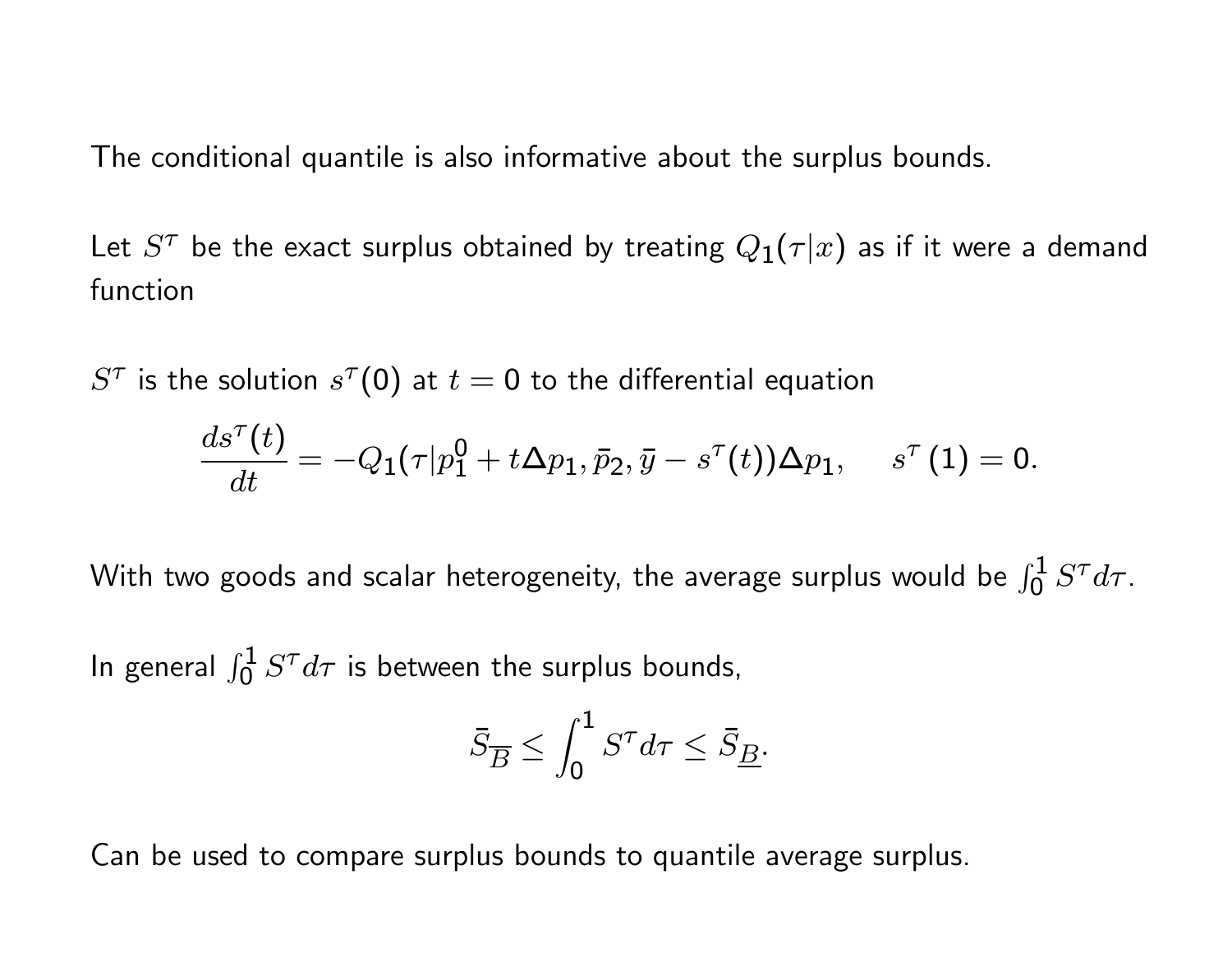The conditional quantile is also informative about the surplus bounds.

Let $S^\tau$ be the exact surplus obtained by treating $Q_1(\tau|x)$ as if it were a demand function

$S^\tau$ is the solution $s^\tau(0)$ at $t = 0$ to the differential equation

$$\frac{ds^\tau(t)}{dt} = -Q_1(\tau|p_1^0 + t\Delta p_1, \bar{p}_2, \bar{y} - s^\tau(t))\Delta p_1, \quad s^\tau(1) = 0.$$

With two goods and scalar heterogeneity, the average surplus would be $\int_0^1 S^\tau d\tau$.

In general $\int_0^1 S^\tau d\tau$ is between the surplus bounds,

$$\bar{S}_{\overline{B}} \leq \int_0^1 S^\tau d\tau \leq \bar{S}_{\underline{B}}.$$

Can be used to compare surplus bounds to quantile average surplus.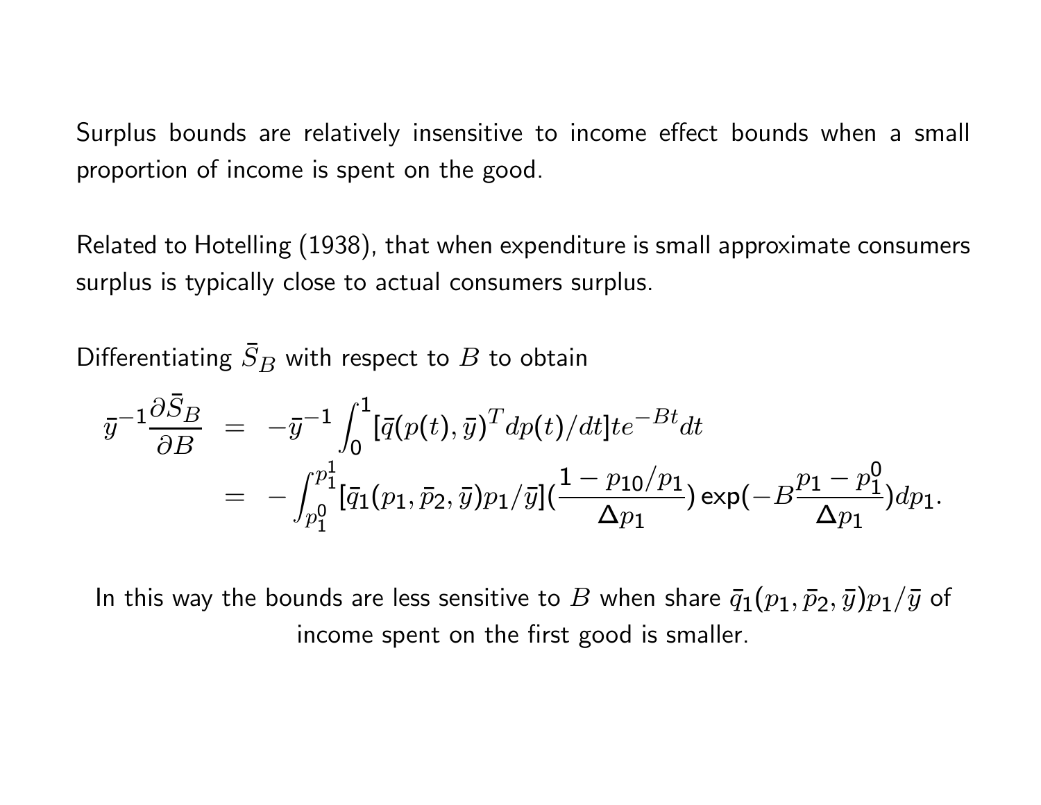Surplus bounds are relatively insensitive to income effect bounds when a small proportion of income is spent on the good.

Related to Hotelling (1938), that when expenditure is small approximate consumers surplus is typically close to actual consumers surplus.

Differentiating $\bar{S}_B$ with respect to $B$ to obtain

$$
\begin{aligned}
\bar{y}^{-1}\frac{\partial \bar{S}_B}{\partial B} &= -\bar{y}^{-1}\int_0^1 [\bar{q}(p(t),\bar{y})^T dp(t)/dt] t e^{-Bt} dt \\
&= -\int_{p_1^0}^{p_1^1} [\bar{q}_1(p_1,\bar{p}_2,\bar{y})p_1/\bar{y}](\frac{1-p_{10}/p_1}{\Delta p_1}) \exp(-B\frac{p_1-p_1^0}{\Delta p_1}) dp_1.
\end{aligned}
$$

In this way the bounds are less sensitive to $B$ when share $\bar{q}_1(p_1,\bar{p}_2,\bar{y})p_1/\bar{y}$ of income spent on the first good is smaller.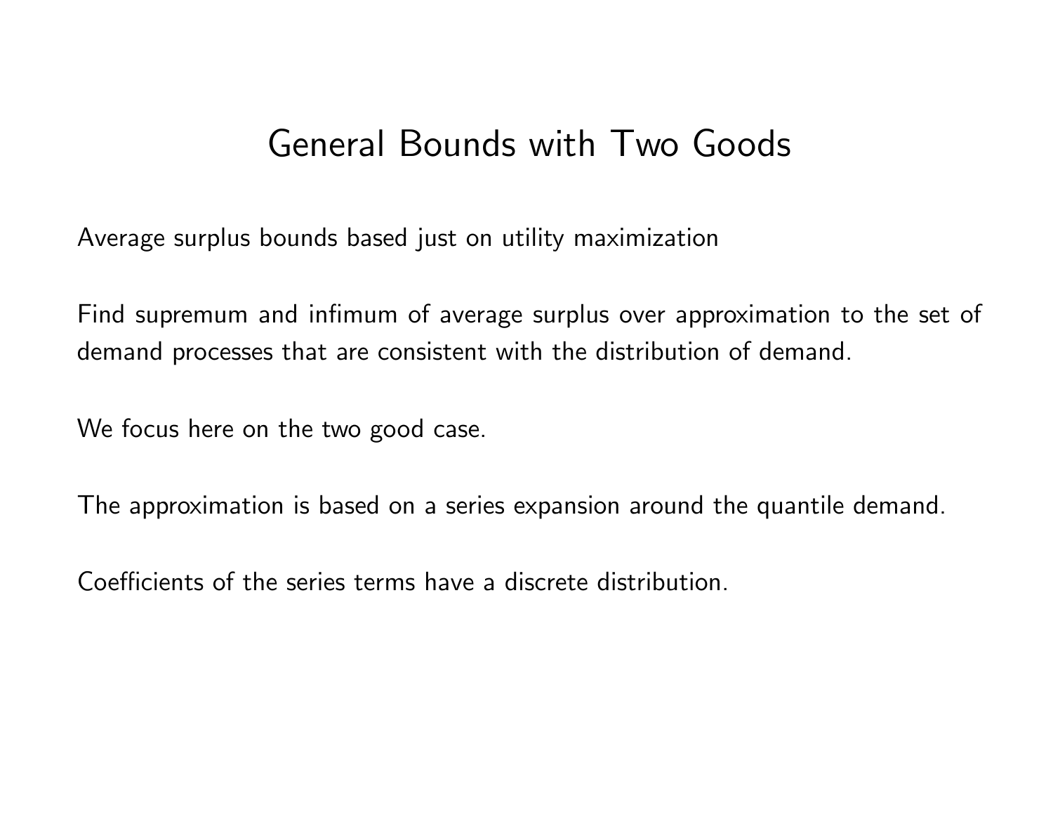# General Bounds with Two Goods

Average surplus bounds based just on utility maximization

Find supremum and infimum of average surplus over approximation to the set of demand processes that are consistent with the distribution of demand.

We focus here on the two good case.

The approximation is based on a series expansion around the quantile demand.

Coefficients of the series terms have a discrete distribution.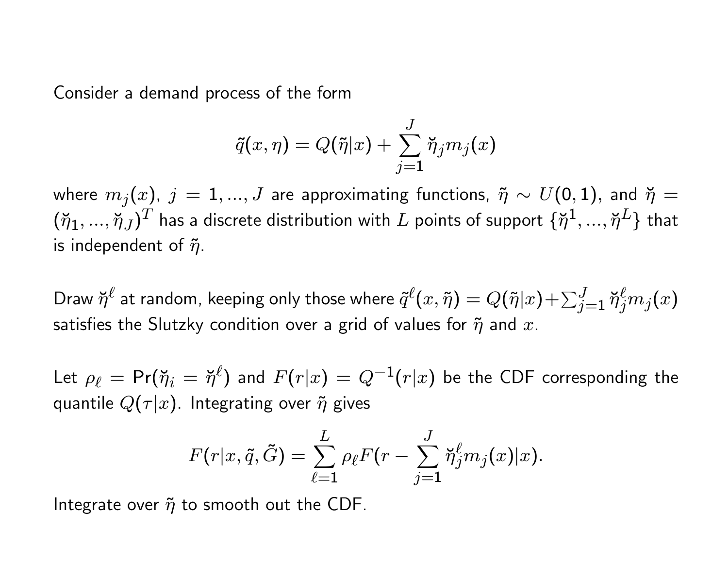Consider a demand process of the form

$$\tilde{q}(x, \eta) = Q(\tilde{\eta}|x) + \sum_{j=1}^{J} \breve{\eta}_j m_j(x)$$

where $m_j(x)$, $j = 1, ..., J$ are approximating functions, $\tilde{\eta} \sim U(0, 1)$, and $\breve{\eta} = (\breve{\eta}_1, ..., \breve{\eta}_J)^T$ has a discrete distribution with $L$ points of support $\{\breve{\eta}^1, ..., \breve{\eta}^L\}$ that is independent of $\tilde{\eta}$.

Draw $\breve{\eta}^\ell$ at random, keeping only those where $\tilde{q}^\ell(x, \tilde{\eta}) = Q(\tilde{\eta}|x) + \sum_{j=1}^{J} \breve{\eta}_j^\ell m_j(x)$ satisfies the Slutzky condition over a grid of values for $\tilde{\eta}$ and $x$.

Let $\rho_\ell = \Pr(\breve{\eta}_i = \breve{\eta}^\ell)$ and $F(r|x) = Q^{-1}(r|x)$ be the CDF corresponding the quantile $Q(\tau|x)$. Integrating over $\tilde{\eta}$ gives

$$F(r|x, \tilde{q}, \tilde{G}) = \sum_{\ell=1}^{L} \rho_\ell F(r - \sum_{j=1}^{J} \breve{\eta}_j^\ell m_j(x)|x).$$

Integrate over $\tilde{\eta}$ to smooth out the CDF.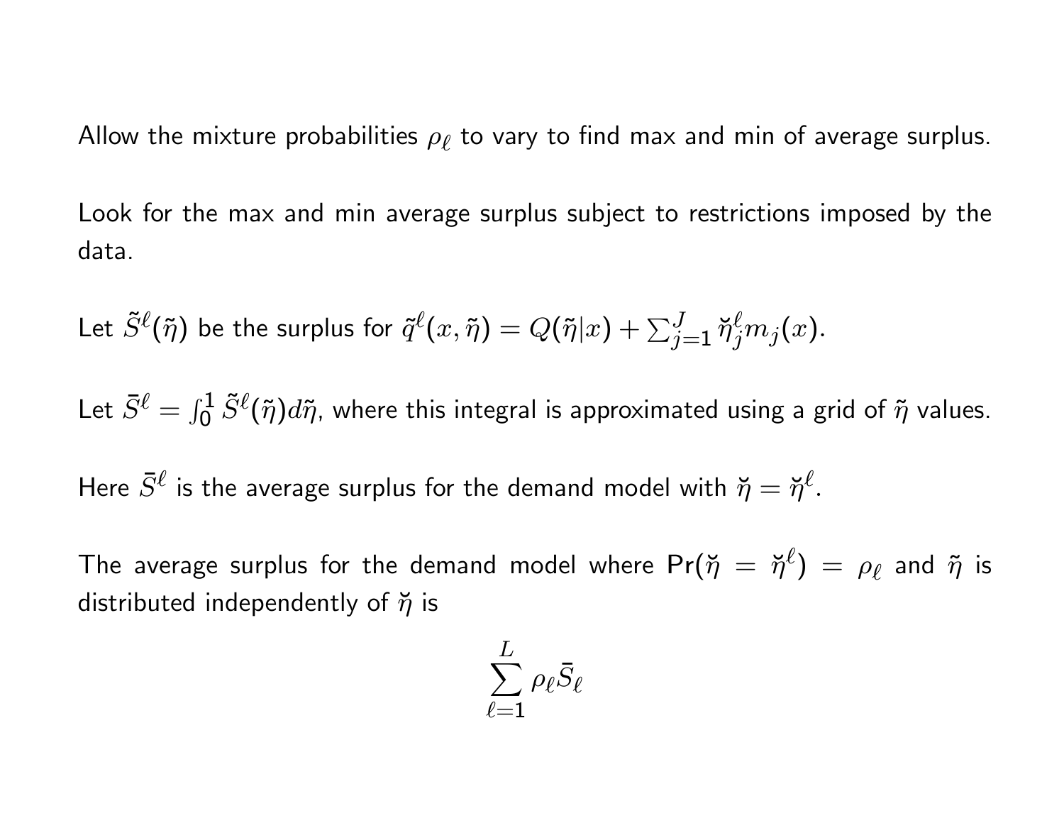Allow the mixture probabilities $\rho_\ell$ to vary to find max and min of average surplus.

Look for the max and min average surplus subject to restrictions imposed by the data.

Let $\tilde{S}^\ell(\tilde{\eta})$ be the surplus for $\tilde{q}^\ell(x, \tilde{\eta}) = Q(\tilde{\eta}|x) + \sum_{j=1}^{J} \breve{\eta}_j^\ell m_j(x)$.

Let $\bar{S}^\ell = \int_0^1 \tilde{S}^\ell(\tilde{\eta}) d\tilde{\eta}$, where this integral is approximated using a grid of $\tilde{\eta}$ values.

Here $\bar{S}^\ell$ is the average surplus for the demand model with $\breve{\eta} = \breve{\eta}^\ell$.

The average surplus for the demand model where $\Pr(\breve{\eta} = \breve{\eta}^\ell) = \rho_\ell$ and $\tilde{\eta}$ is distributed independently of $\breve{\eta}$ is

$$\sum_{\ell=1}^{L} \rho_\ell \bar{S}_\ell$$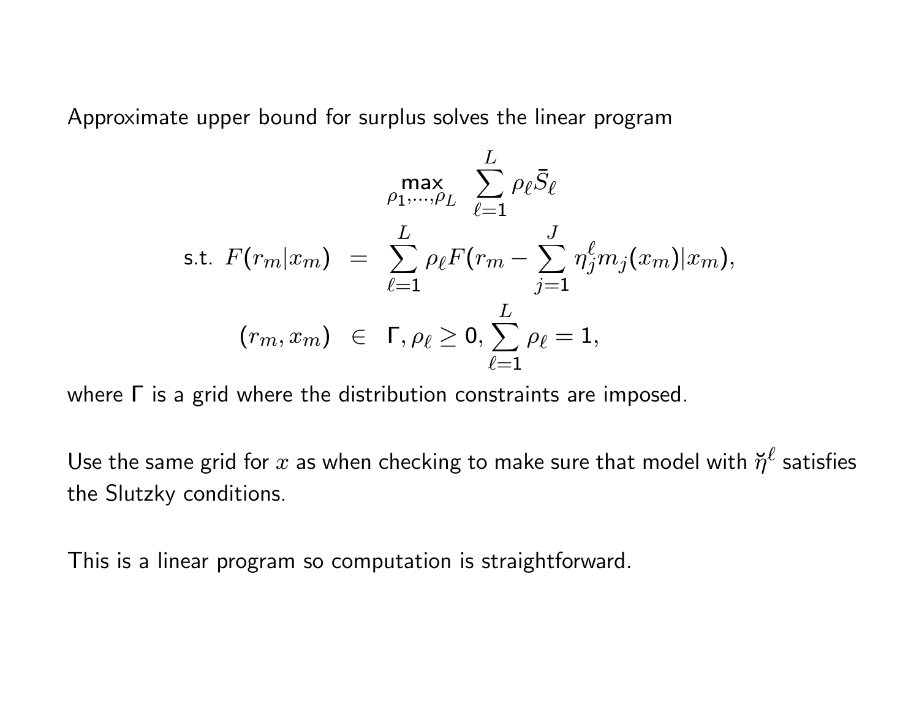Approximate upper bound for surplus solves the linear program

$$
\begin{aligned}
& \max_{\rho_1,\ldots,\rho_L} \quad \sum_{\ell=1}^{L} \rho_\ell \bar{S}_\ell \\
\text{s.t. } F(r_m|x_m) \; &= \; \sum_{\ell=1}^{L} \rho_\ell F(r_m - \sum_{j=1}^{J} \eta_j^\ell m_j(x_m)|x_m), \\
(r_m, x_m) \; &\in \; \Gamma, \rho_\ell \geq 0, \sum_{\ell=1}^{L} \rho_\ell = 1,
\end{aligned}
$$

where $\Gamma$ is a grid where the distribution constraints are imposed.

Use the same grid for $x$ as when checking to make sure that model with $\breve{\eta}^\ell$ satisfies the Slutzky conditions.

This is a linear program so computation is straightforward.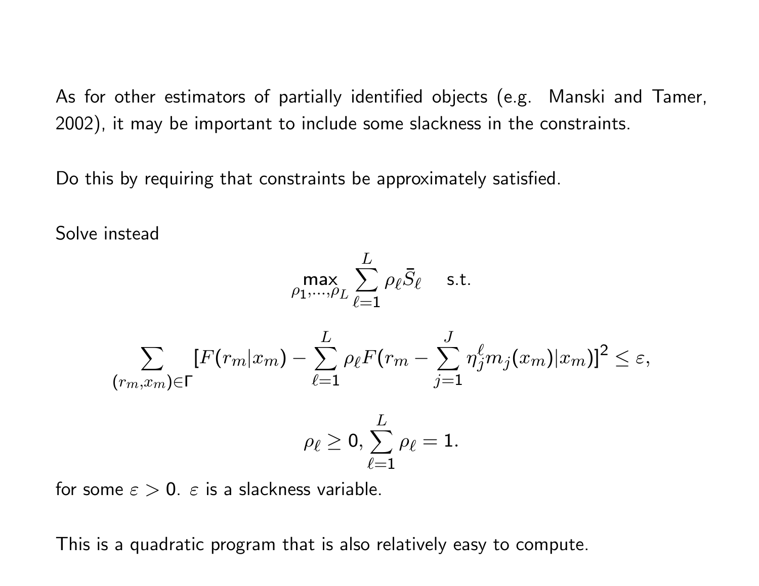As for other estimators of partially identified objects (e.g. Manski and Tamer, 2002), it may be important to include some slackness in the constraints.

Do this by requiring that constraints be approximately satisfied.

Solve instead

$$\max_{\rho_1,\ldots,\rho_L} \sum_{\ell=1}^{L} \rho_\ell \bar{S}_\ell \quad \text{s.t.}$$

$$\sum_{(r_m,x_m)\in\Gamma} [F(r_m|x_m) - \sum_{\ell=1}^{L} \rho_\ell F(r_m - \sum_{j=1}^{J} \eta_j^\ell m_j(x_m)|x_m)]^2 \leq \varepsilon,$$

$$\rho_\ell \geq 0, \sum_{\ell=1}^{L} \rho_\ell = 1.$$

for some $\varepsilon > 0$. $\varepsilon$ is a slackness variable.

This is a quadratic program that is also relatively easy to compute.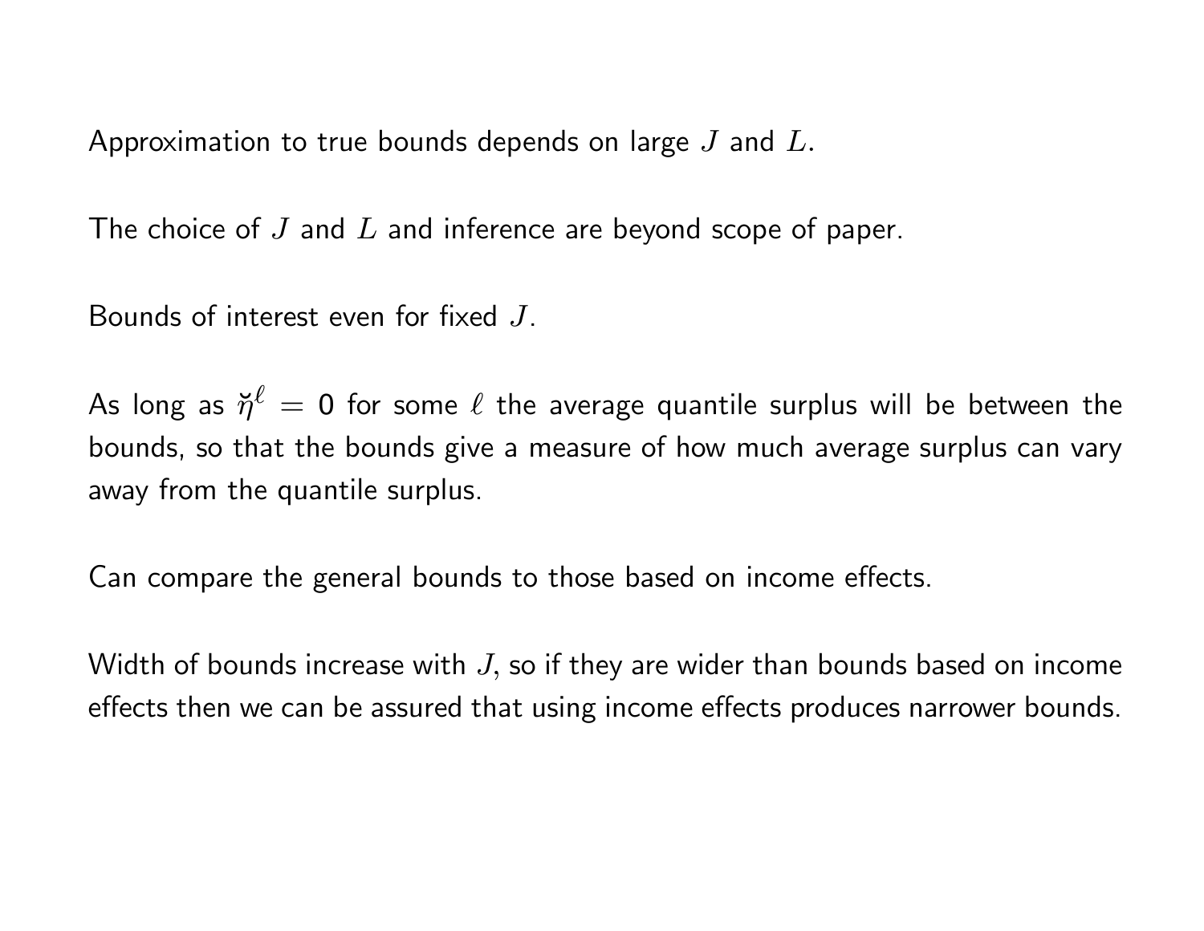Approximation to true bounds depends on large $J$ and $L$.

The choice of $J$ and $L$ and inference are beyond scope of paper.

Bounds of interest even for fixed $J$.

As long as $\breve{\eta}^{\ell} = 0$ for some $\ell$ the average quantile surplus will be between the bounds, so that the bounds give a measure of how much average surplus can vary away from the quantile surplus.

Can compare the general bounds to those based on income effects.

Width of bounds increase with $J$, so if they are wider than bounds based on income effects then we can be assured that using income effects produces narrower bounds.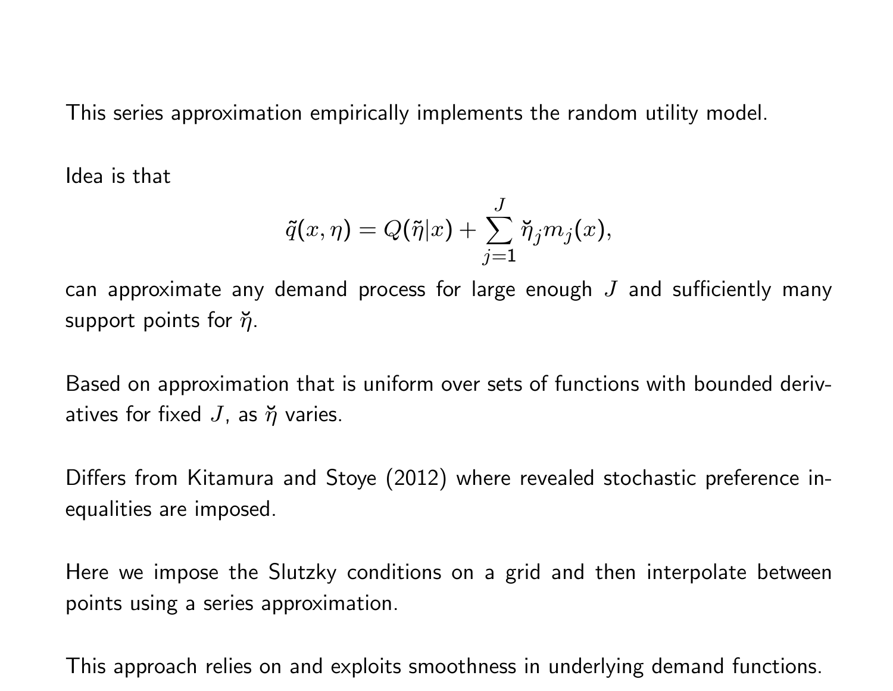This series approximation empirically implements the random utility model.

Idea is that

$$\tilde{q}(x, \eta) = Q(\tilde{\eta}|x) + \sum_{j=1}^{J} \breve{\eta}_j m_j(x),$$

can approximate any demand process for large enough $J$ and sufficiently many support points for $\breve{\eta}$.

Based on approximation that is uniform over sets of functions with bounded derivatives for fixed $J$, as $\breve{\eta}$ varies.

Differs from Kitamura and Stoye (2012) where revealed stochastic preference inequalities are imposed.

Here we impose the Slutzky conditions on a grid and then interpolate between points using a series approximation.

This approach relies on and exploits smoothness in underlying demand functions.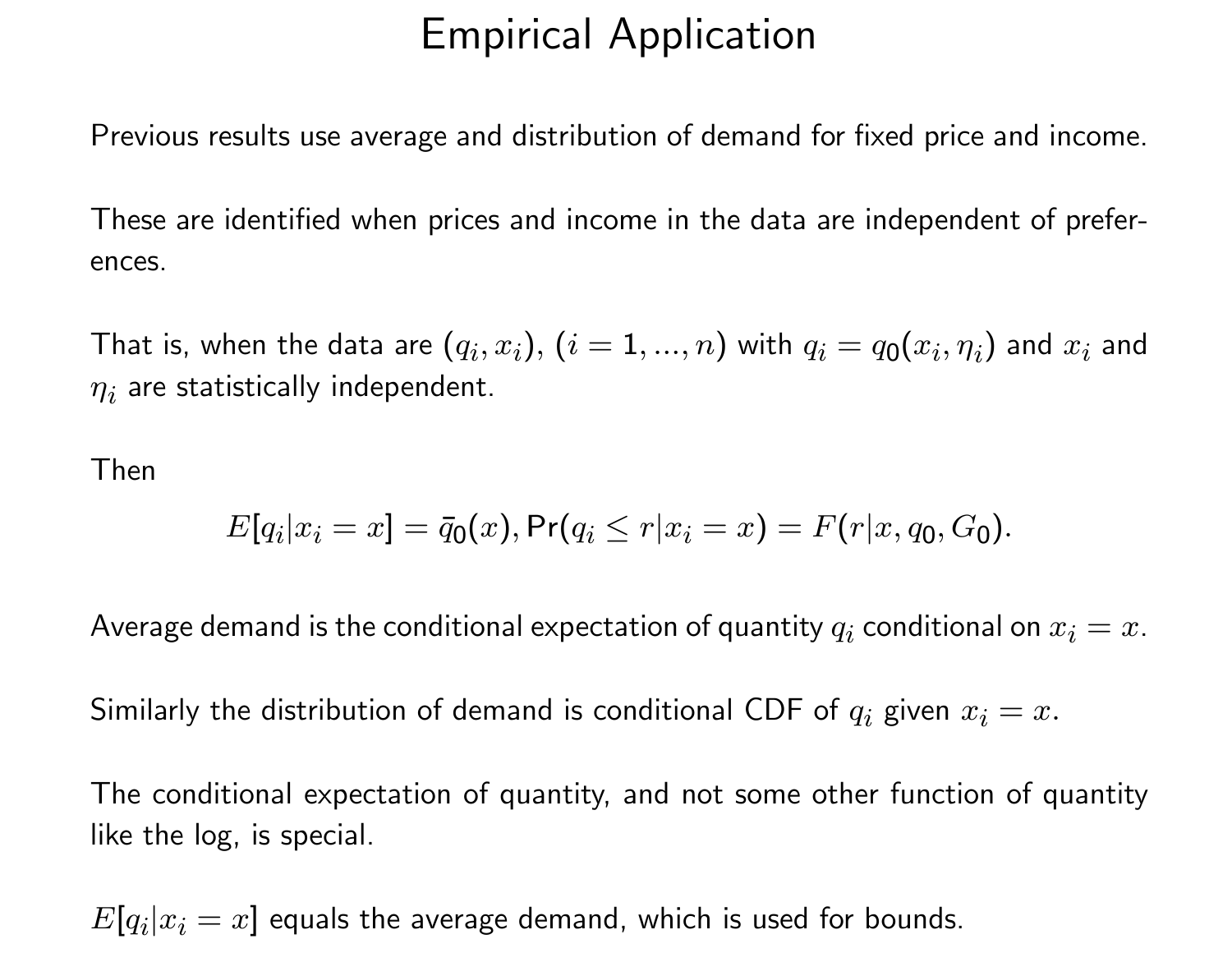# Empirical Application

Previous results use average and distribution of demand for fixed price and income.

These are identified when prices and income in the data are independent of preferences.

That is, when the data are $(q_i, x_i)$, $(i = 1, ..., n)$ with $q_i = q_0(x_i, \eta_i)$ and $x_i$ and $\eta_i$ are statistically independent.

Then

$$E[q_i|x_i = x] = \bar{q}_0(x), \Pr(q_i \leq r|x_i = x) = F(r|x, q_0, G_0).$$

Average demand is the conditional expectation of quantity $q_i$ conditional on $x_i = x$.

Similarly the distribution of demand is conditional CDF of $q_i$ given $x_i = x$.

The conditional expectation of quantity, and not some other function of quantity like the log, is special.

$E[q_i|x_i = x]$ equals the average demand, which is used for bounds.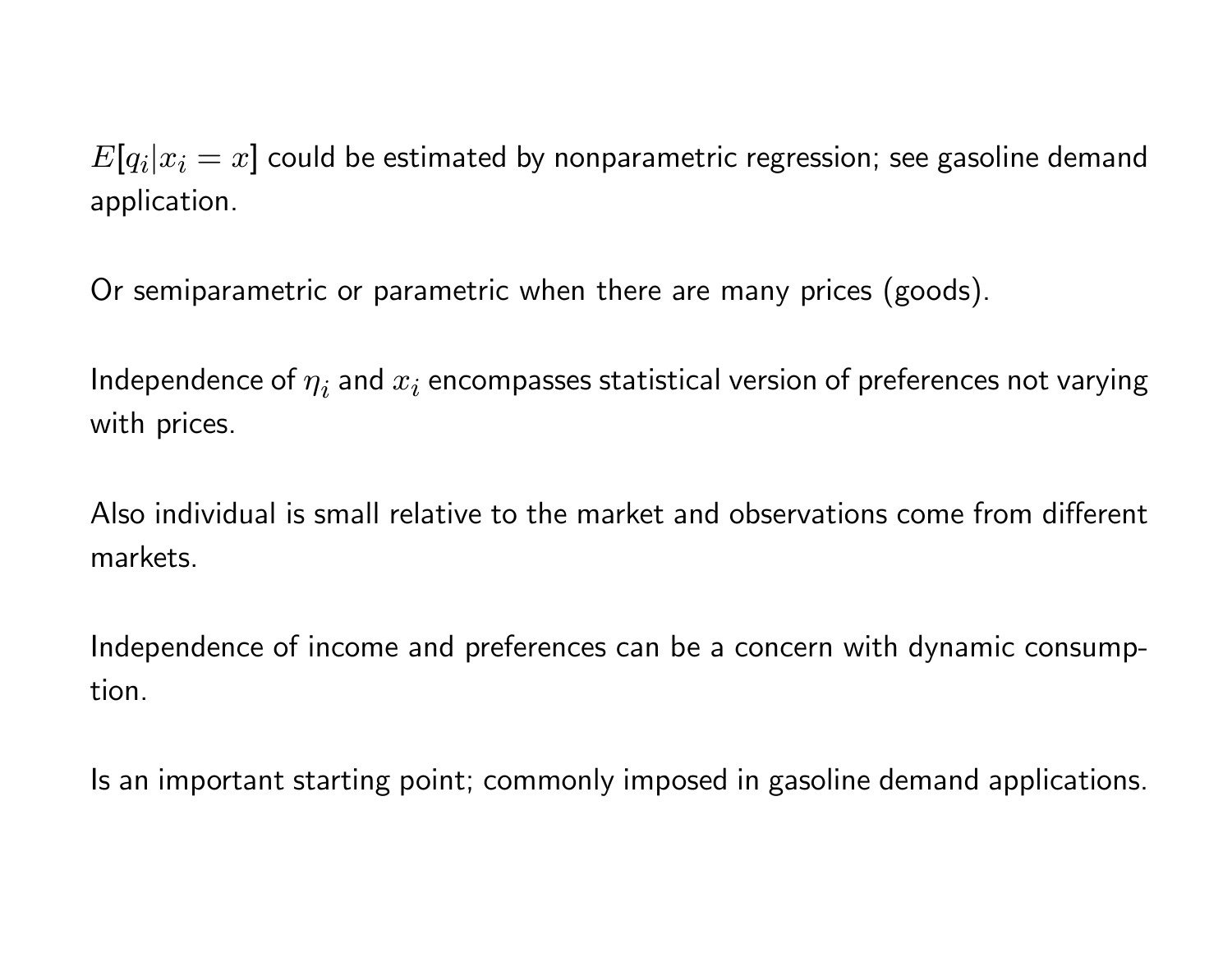$E[q_i|x_i = x]$ could be estimated by nonparametric regression; see gasoline demand application.

Or semiparametric or parametric when there are many prices (goods).

Independence of $\eta_i$ and $x_i$ encompasses statistical version of preferences not varying with prices.

Also individual is small relative to the market and observations come from different markets.

Independence of income and preferences can be a concern with dynamic consumption.

Is an important starting point; commonly imposed in gasoline demand applications.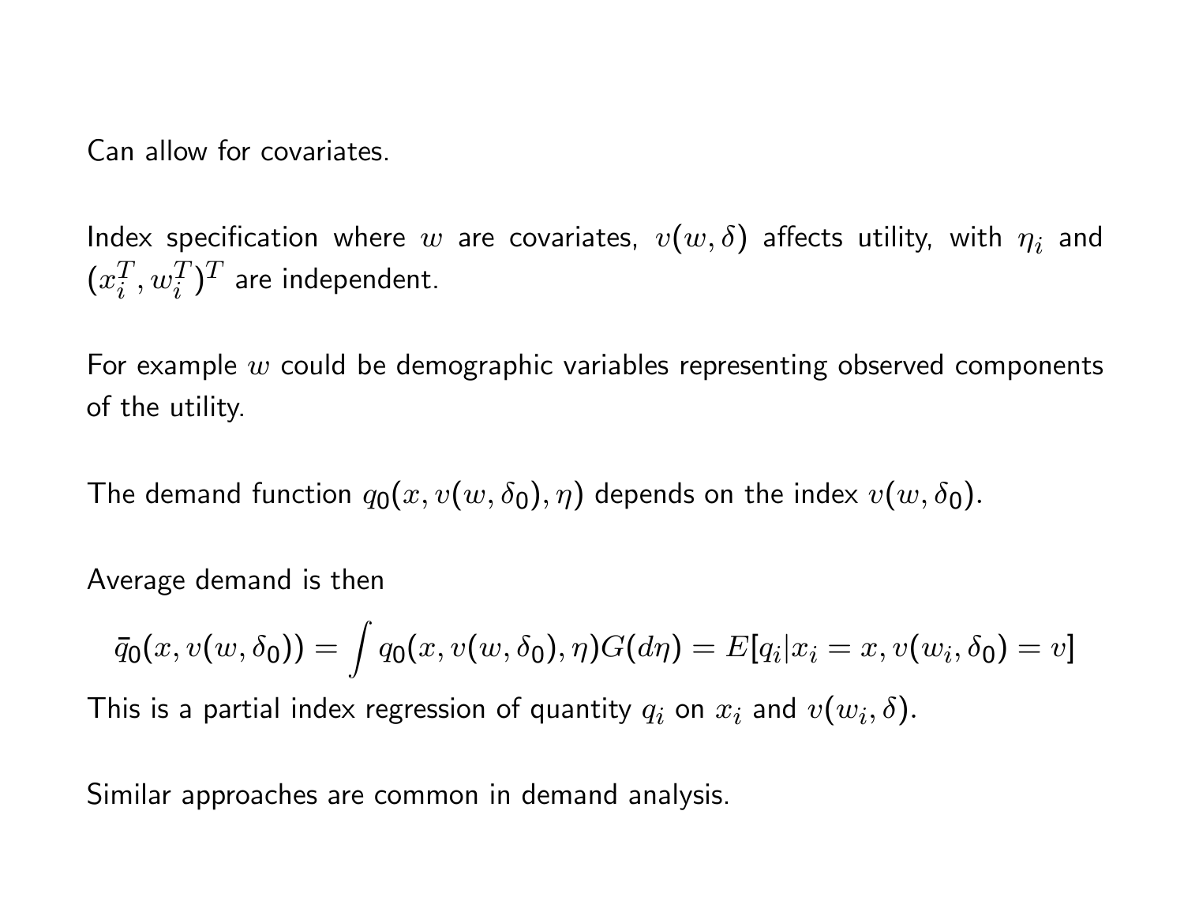Can allow for covariates.

Index specification where $w$ are covariates, $v(w, \delta)$ affects utility, with $\eta_i$ and $(x_i^T, w_i^T)^T$ are independent.

For example $w$ could be demographic variables representing observed components of the utility.

The demand function $q_0(x, v(w, \delta_0), \eta)$ depends on the index $v(w, \delta_0)$.

Average demand is then

$$\bar{q}_0(x, v(w, \delta_0)) = \int q_0(x, v(w, \delta_0), \eta) G(d\eta) = E[q_i | x_i = x, v(w_i, \delta_0) = v]$$

This is a partial index regression of quantity $q_i$ on $x_i$ and $v(w_i, \delta)$.

Similar approaches are common in demand analysis.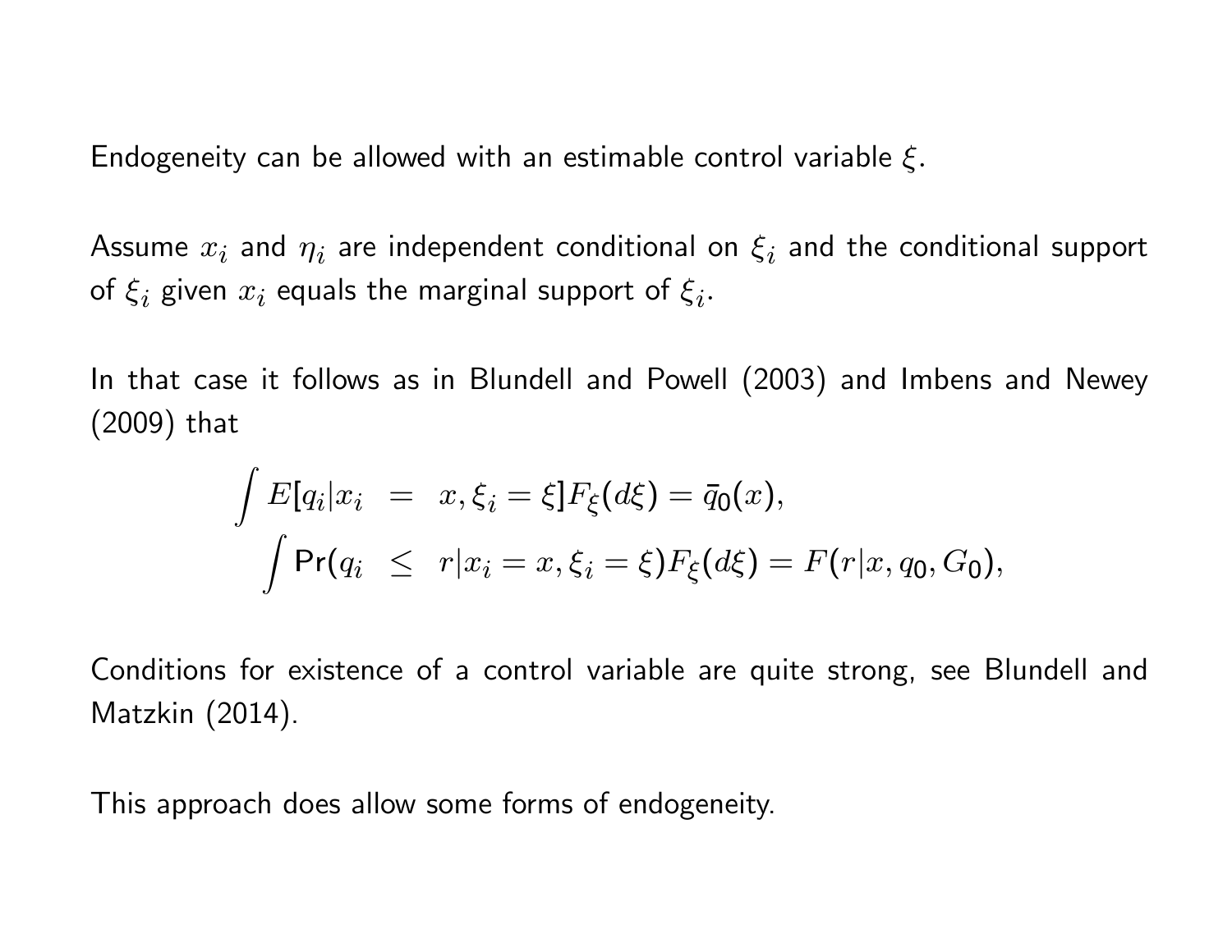Endogeneity can be allowed with an estimable control variable $\xi$.

Assume $x_i$ and $\eta_i$ are independent conditional on $\xi_i$ and the conditional support of $\xi_i$ given $x_i$ equals the marginal support of $\xi_i$.

In that case it follows as in Blundell and Powell (2003) and Imbens and Newey (2009) that

$$
\begin{aligned}
\int E[q_i|x_i &= x, \xi_i = \xi] F_\xi(d\xi) = \bar{q}_0(x), \\
\int \Pr(q_i &\leq r|x_i = x, \xi_i = \xi) F_\xi(d\xi) = F(r|x, q_0, G_0),
\end{aligned}
$$

Conditions for existence of a control variable are quite strong, see Blundell and Matzkin (2014).

This approach does allow some forms of endogeneity.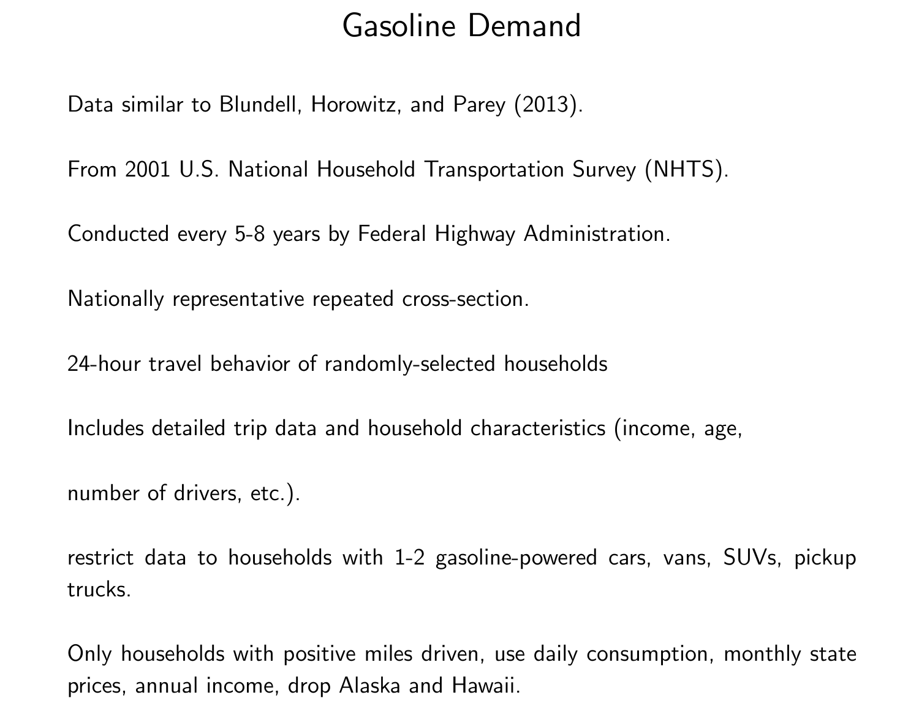# Gasoline Demand

Data similar to Blundell, Horowitz, and Parey (2013).

From 2001 U.S. National Household Transportation Survey (NHTS).

Conducted every 5-8 years by Federal Highway Administration.

Nationally representative repeated cross-section.

24-hour travel behavior of randomly-selected households

Includes detailed trip data and household characteristics (income, age,

number of drivers, etc.).

restrict data to households with 1-2 gasoline-powered cars, vans, SUVs, pickup trucks.

Only households with positive miles driven, use daily consumption, monthly state prices, annual income, drop Alaska and Hawaii.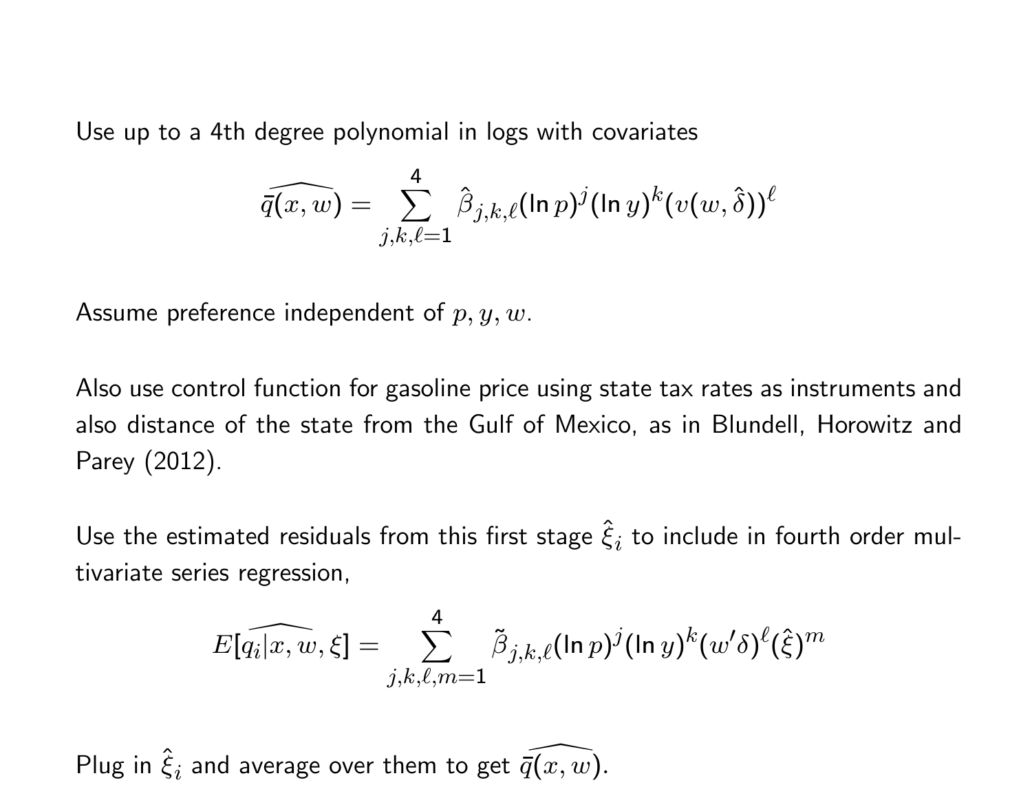Use up to a 4th degree polynomial in logs with covariates

$$\widehat{\bar{q}(x,w)} = \sum_{j,k,\ell=1}^{4} \hat{\beta}_{j,k,\ell}(\ln p)^j(\ln y)^k(v(w,\hat{\delta}))^\ell$$

Assume preference independent of $p, y, w$.

Also use control function for gasoline price using state tax rates as instruments and also distance of the state from the Gulf of Mexico, as in Blundell, Horowitz and Parey (2012).

Use the estimated residuals from this first stage $\hat{\xi}_i$ to include in fourth order multivariate series regression,

$$E[\widehat{q_i|x,w},\xi] = \sum_{j,k,\ell,m=1}^{4} \tilde{\beta}_{j,k,\ell}(\ln p)^j(\ln y)^k(w'\delta)^\ell(\hat{\xi})^m$$

Plug in $\hat{\xi}_i$ and average over them to get $\widehat{\bar{q}(x,w)}$.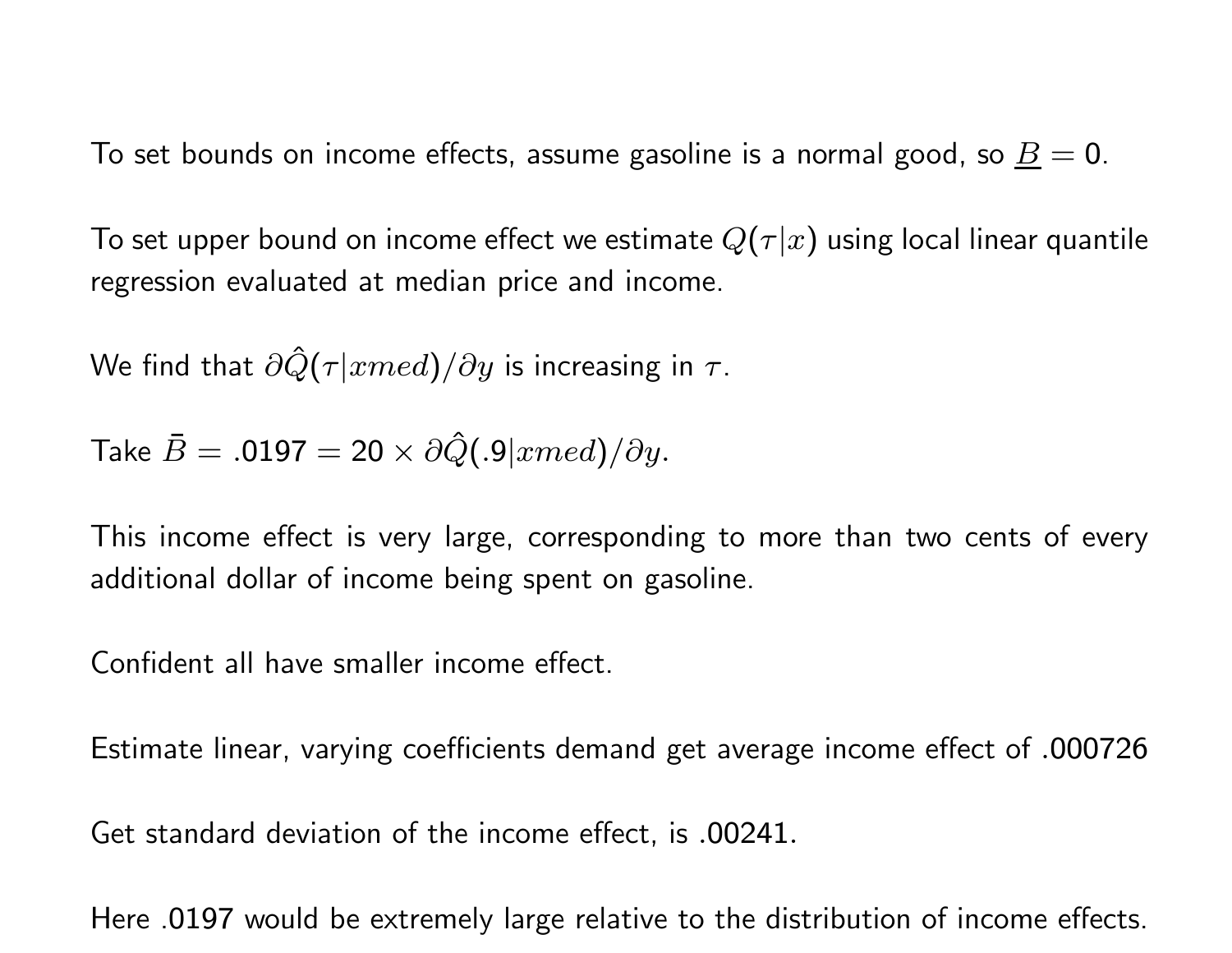To set bounds on income effects, assume gasoline is a normal good, so $\underline{B} = 0$.

To set upper bound on income effect we estimate $Q(\tau|x)$ using local linear quantile regression evaluated at median price and income.

We find that $\partial \hat{Q}(\tau|xmed)/\partial y$ is increasing in $\tau$.

Take $\bar{B} = .0197 = 20 \times \partial \hat{Q}(.9|xmed)/\partial y$.

This income effect is very large, corresponding to more than two cents of every additional dollar of income being spent on gasoline.

Confident all have smaller income effect.

Estimate linear, varying coefficients demand get average income effect of .000726

Get standard deviation of the income effect, is .00241.

Here .0197 would be extremely large relative to the distribution of income effects.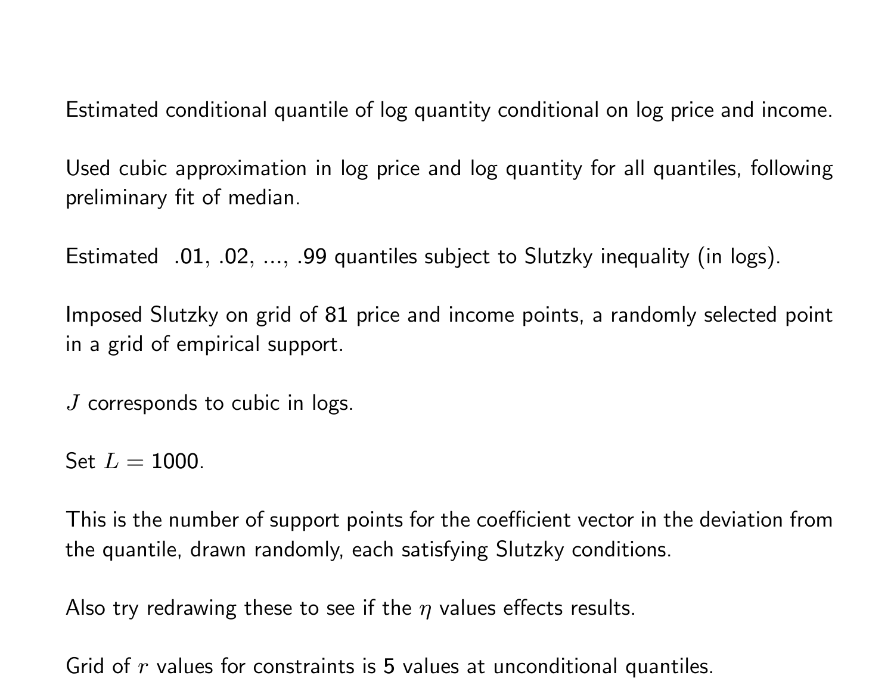Estimated conditional quantile of log quantity conditional on log price and income.

Used cubic approximation in log price and log quantity for all quantiles, following preliminary fit of median.

Estimated .01, .02, ..., .99 quantiles subject to Slutzky inequality (in logs).

Imposed Slutzky on grid of 81 price and income points, a randomly selected point in a grid of empirical support.

$J$ corresponds to cubic in logs.

Set $L = 1000$.

This is the number of support points for the coefficient vector in the deviation from the quantile, drawn randomly, each satisfying Slutzky conditions.

Also try redrawing these to see if the $\eta$ values effects results.

Grid of $r$ values for constraints is 5 values at unconditional quantiles.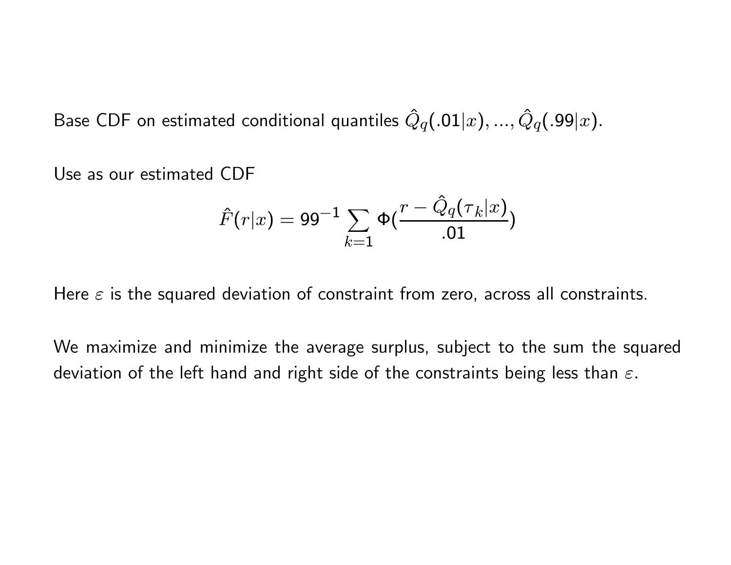Base CDF on estimated conditional quantiles $\hat{Q}_q(.01|x), ..., \hat{Q}_q(.99|x)$.

Use as our estimated CDF

$$\hat{F}(r|x) = 99^{-1} \sum_{k=1} \Phi(\frac{r - \hat{Q}_q(\tau_k|x)}{.01})$$

Here $\varepsilon$ is the squared deviation of constraint from zero, across all constraints.

We maximize and minimize the average surplus, subject to the sum the squared deviation of the left hand and right side of the constraints being less than $\varepsilon$.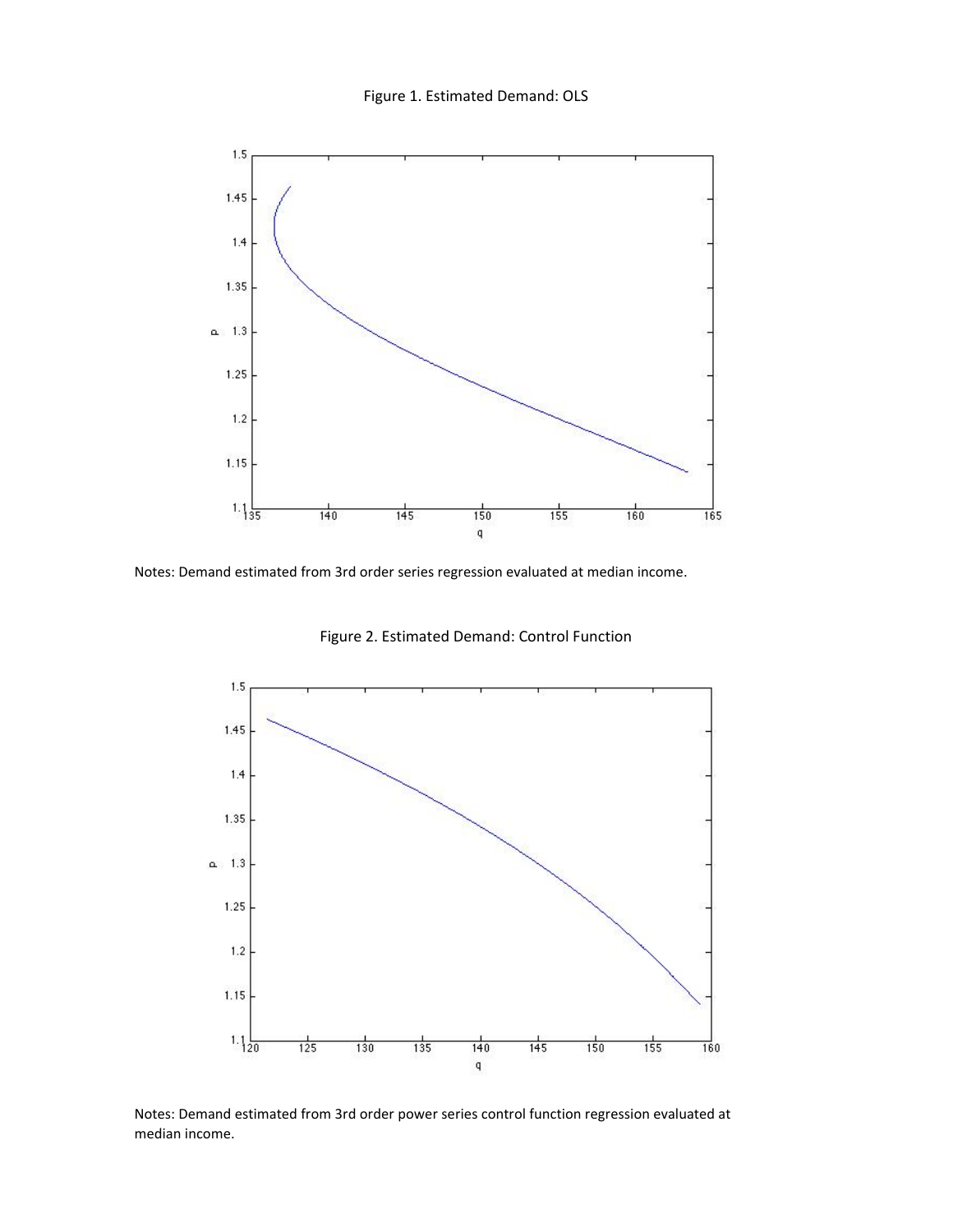Figure 1. Estimated Demand: OLS

Notes: Demand estimated from 3rd order series regression evaluated at median income.

Figure 2. Estimated Demand: Control Function

Notes: Demand estimated from 3rd order power series control function regression evaluated at median income.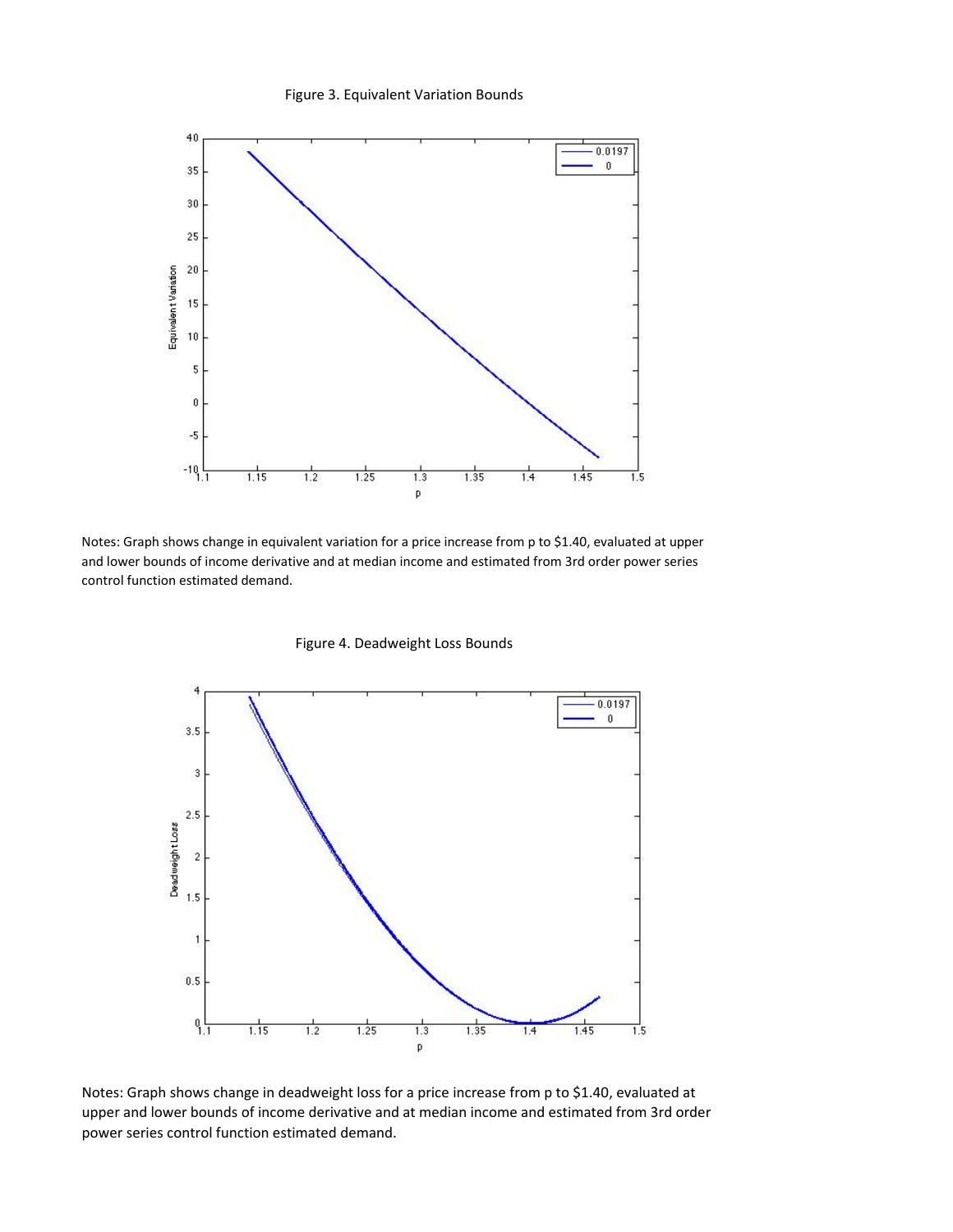Figure 3. Equivalent Variation Bounds

Notes: Graph shows change in equivalent variation for a price increase from p to $1.40, evaluated at upper and lower bounds of income derivative and at median income and estimated from 3rd order power series control function estimated demand.

Figure 4. Deadweight Loss Bounds

Notes: Graph shows change in deadweight loss for a price increase from p to $1.40, evaluated at upper and lower bounds of income derivative and at median income and estimated from 3rd order power series control function estimated demand.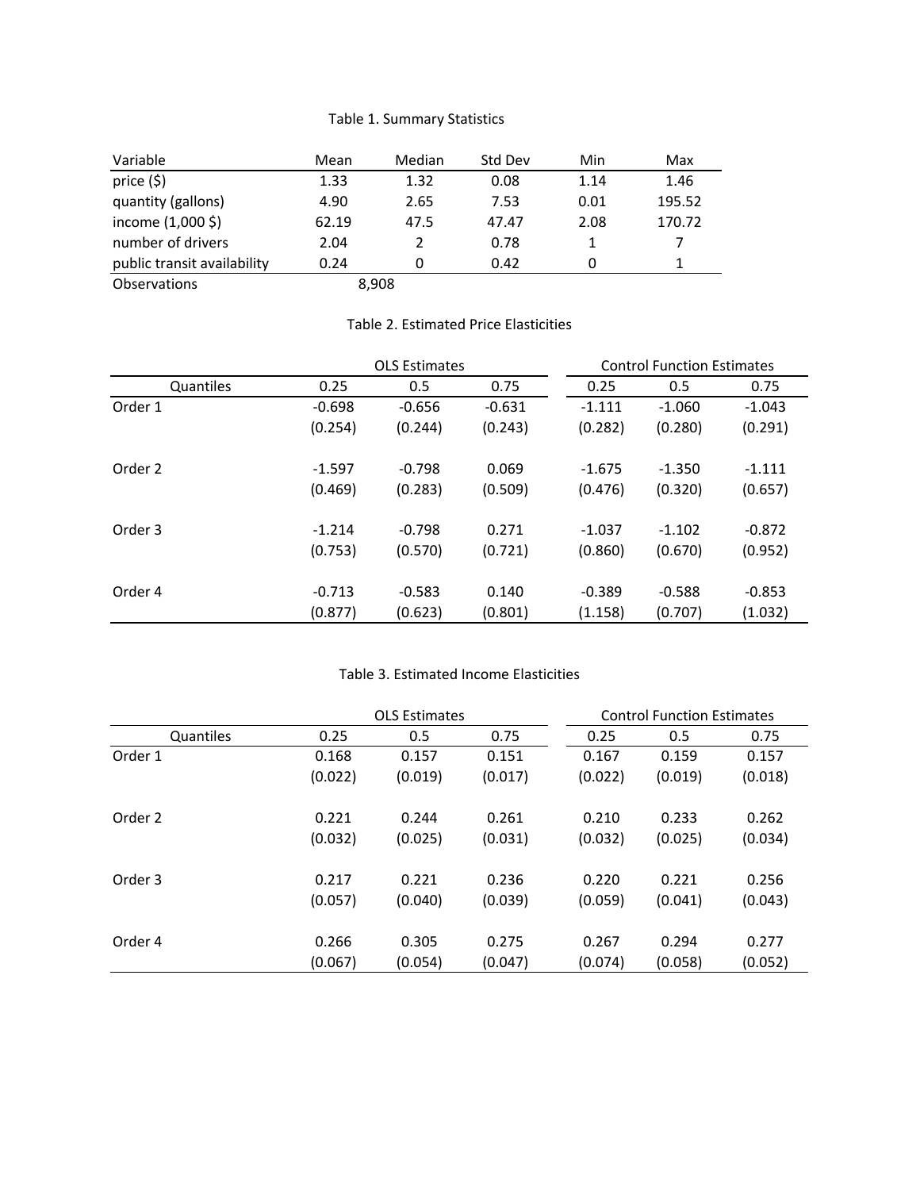Table 1. Summary Statistics

| Variable | Mean | Median | Std Dev | Min | Max |
|---|---|---|---|---|---|
| price ($) | 1.33 | 1.32 | 0.08 | 1.14 | 1.46 |
| quantity (gallons) | 4.90 | 2.65 | 7.53 | 0.01 | 195.52 |
| income (1,000 $) | 62.19 | 47.5 | 47.47 | 2.08 | 170.72 |
| number of drivers | 2.04 | 2 | 0.78 | 1 | 7 |
| public transit availability | 0.24 | 0 | 0.42 | 0 | 1 |
| Observations | 8,908 | | | | |

Table 2. Estimated Price Elasticities

| | OLS Estimates | | | Control Function Estimates | | |
|---|---|---|---|---|---|---|
| Quantiles | 0.25 | 0.5 | 0.75 | 0.25 | 0.5 | 0.75 |
| Order 1 | -0.698 | -0.656 | -0.631 | -1.111 | -1.060 | -1.043 |
| | (0.254) | (0.244) | (0.243) | (0.282) | (0.280) | (0.291) |
| Order 2 | -1.597 | -0.798 | 0.069 | -1.675 | -1.350 | -1.111 |
| | (0.469) | (0.283) | (0.509) | (0.476) | (0.320) | (0.657) |
| Order 3 | -1.214 | -0.798 | 0.271 | -1.037 | -1.102 | -0.872 |
| | (0.753) | (0.570) | (0.721) | (0.860) | (0.670) | (0.952) |
| Order 4 | -0.713 | -0.583 | 0.140 | -0.389 | -0.588 | -0.853 |
| | (0.877) | (0.623) | (0.801) | (1.158) | (0.707) | (1.032) |

Table 3. Estimated Income Elasticities

| | OLS Estimates | | | Control Function Estimates | | |
|---|---|---|---|---|---|---|
| Quantiles | 0.25 | 0.5 | 0.75 | 0.25 | 0.5 | 0.75 |
| Order 1 | 0.168 | 0.157 | 0.151 | 0.167 | 0.159 | 0.157 |
| | (0.022) | (0.019) | (0.017) | (0.022) | (0.019) | (0.018) |
| Order 2 | 0.221 | 0.244 | 0.261 | 0.210 | 0.233 | 0.262 |
| | (0.032) | (0.025) | (0.031) | (0.032) | (0.025) | (0.034) |
| Order 3 | 0.217 | 0.221 | 0.236 | 0.220 | 0.221 | 0.256 |
| | (0.057) | (0.040) | (0.039) | (0.059) | (0.041) | (0.043) |
| Order 4 | 0.266 | 0.305 | 0.275 | 0.267 | 0.294 | 0.277 |
| | (0.067) | (0.054) | (0.047) | (0.074) | (0.058) | (0.052) |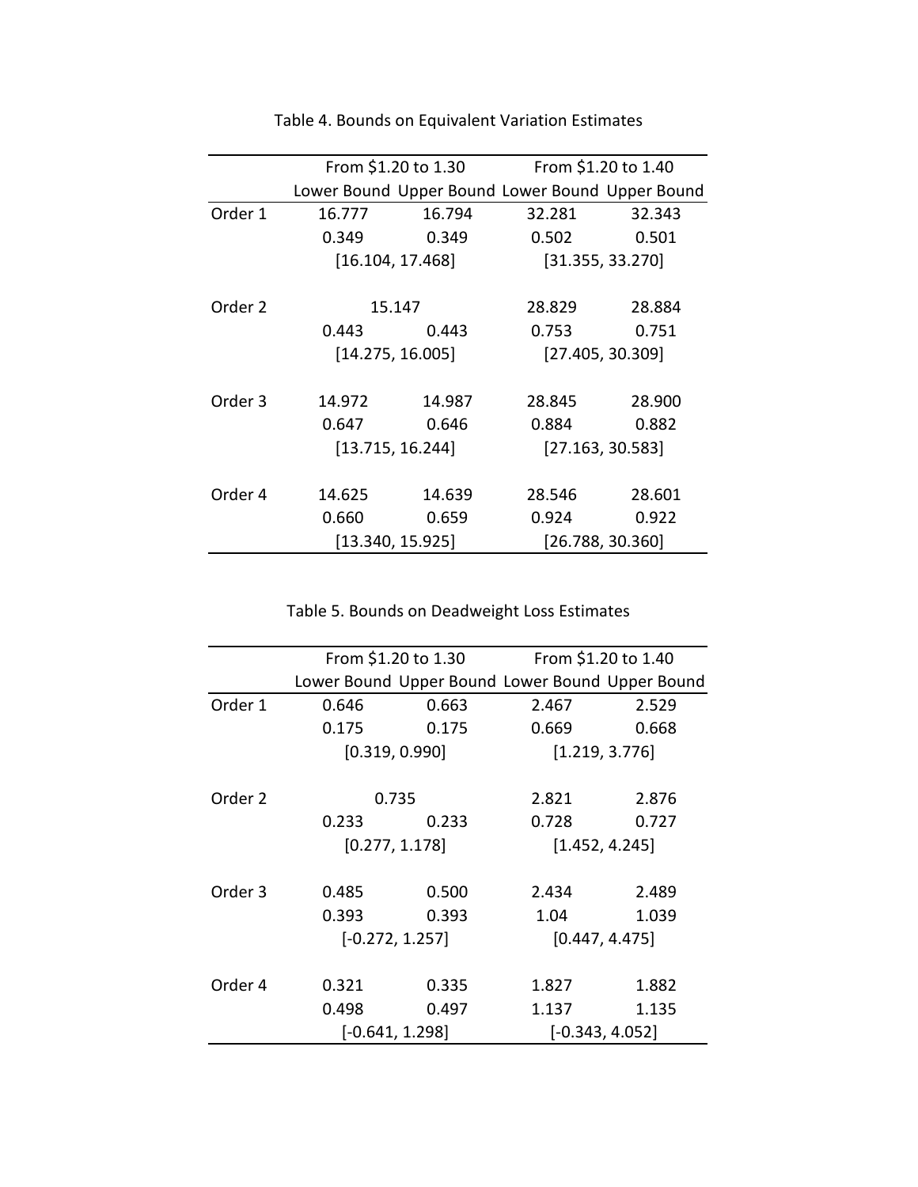Table 4. Bounds on Equivalent Variation Estimates

| | From $1.20 to 1.30 | | From $1.20 to 1.40 | |
|---|---|---|---|---|
| | Lower Bound | Upper Bound | Lower Bound | Upper Bound |
| Order 1 | 16.777 | 16.794 | 32.281 | 32.343 |
| | 0.349 | 0.349 | 0.502 | 0.501 |
| | [16.104, 17.468] | | [31.355, 33.270] | |
| Order 2 | 15.147 | | 28.829 | 28.884 |
| | 0.443 | 0.443 | 0.753 | 0.751 |
| | [14.275, 16.005] | | [27.405, 30.309] | |
| Order 3 | 14.972 | 14.987 | 28.845 | 28.900 |
| | 0.647 | 0.646 | 0.884 | 0.882 |
| | [13.715, 16.244] | | [27.163, 30.583] | |
| Order 4 | 14.625 | 14.639 | 28.546 | 28.601 |
| | 0.660 | 0.659 | 0.924 | 0.922 |
| | [13.340, 15.925] | | [26.788, 30.360] | |

Table 5. Bounds on Deadweight Loss Estimates

| | From $1.20 to 1.30 | | From $1.20 to 1.40 | |
|---|---|---|---|---|
| | Lower Bound | Upper Bound | Lower Bound | Upper Bound |
| Order 1 | 0.646 | 0.663 | 2.467 | 2.529 |
| | 0.175 | 0.175 | 0.669 | 0.668 |
| | [0.319, 0.990] | | [1.219, 3.776] | |
| Order 2 | 0.735 | | 2.821 | 2.876 |
| | 0.233 | 0.233 | 0.728 | 0.727 |
| | [0.277, 1.178] | | [1.452, 4.245] | |
| Order 3 | 0.485 | 0.500 | 2.434 | 2.489 |
| | 0.393 | 0.393 | 1.04 | 1.039 |
| | [-0.272, 1.257] | | [0.447, 4.475] | |
| Order 4 | 0.321 | 0.335 | 1.827 | 1.882 |
| | 0.498 | 0.497 | 1.137 | 1.135 |
| | [-0.641, 1.298] | | [-0.343, 4.052] | |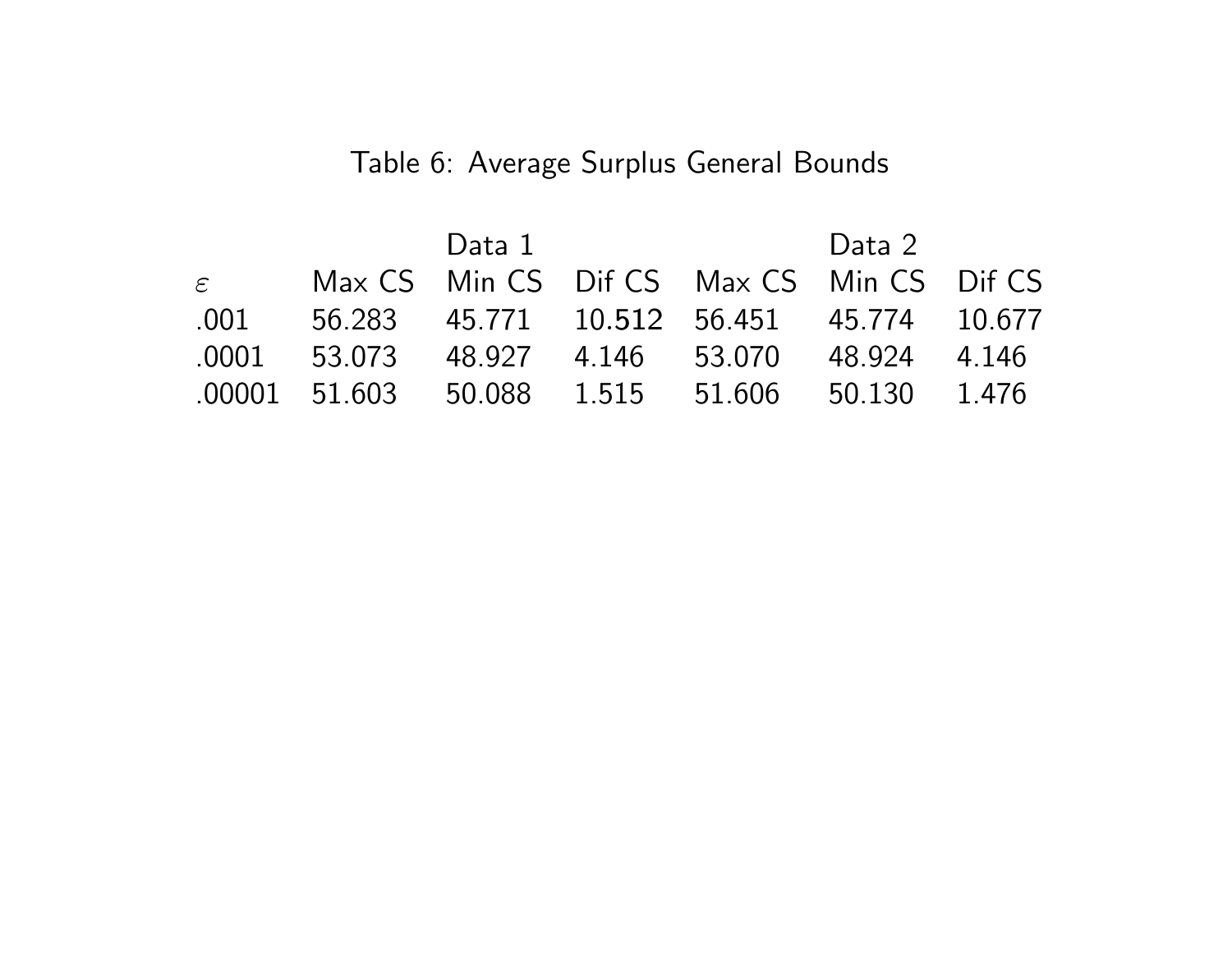Table 6: Average Surplus General Bounds

| | | Data 1 | | | Data 2 | |
|---|---|---|---|---|---|---|
| $\varepsilon$ | Max CS | Min CS | Dif CS | Max CS | Min CS | Dif CS |
| .001 | 56.283 | 45.771 | 10.512 | 56.451 | 45.774 | 10.677 |
| .0001 | 53.073 | 48.927 | 4.146 | 53.070 | 48.924 | 4.146 |
| .00001 | 51.603 | 50.088 | 1.515 | 51.606 | 50.130 | 1.476 |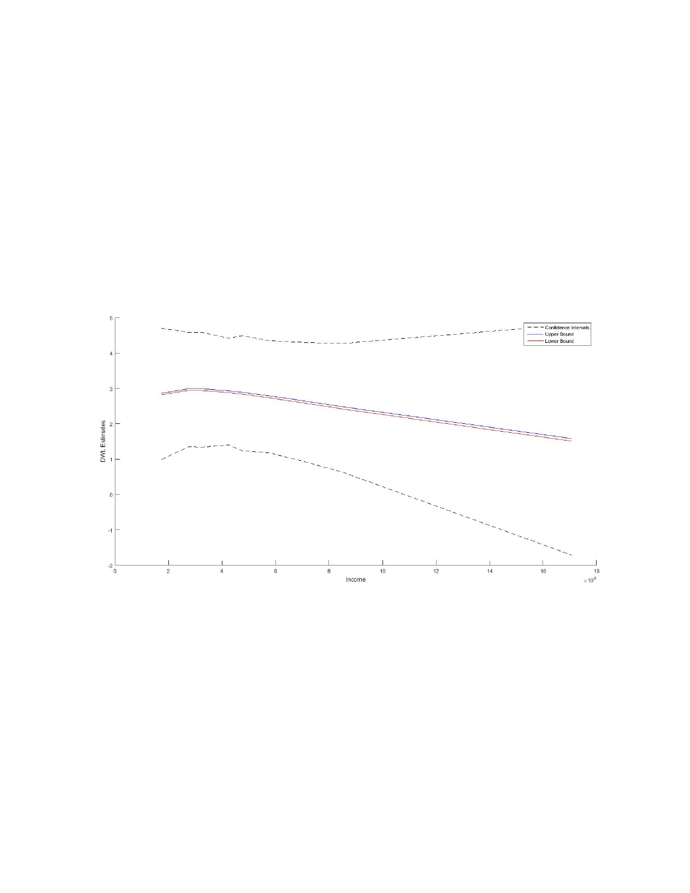Confidence intervals
Upper Bound
Lower Bound

DWL Estimates

Income

$\times 10^4$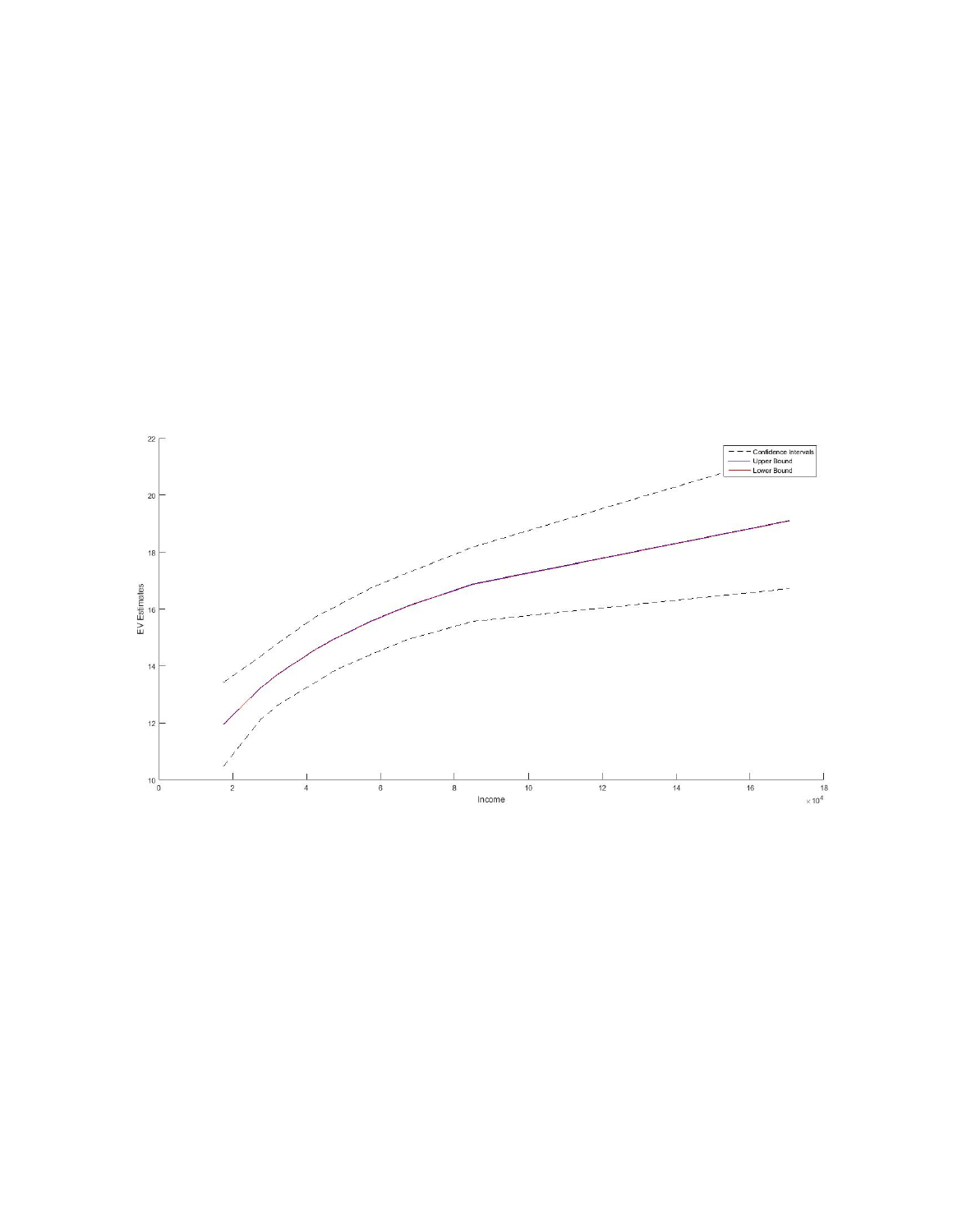Confidence Intervals
Upper Bound
Lower Bound

EV Estimates

Income

$\times 10^4$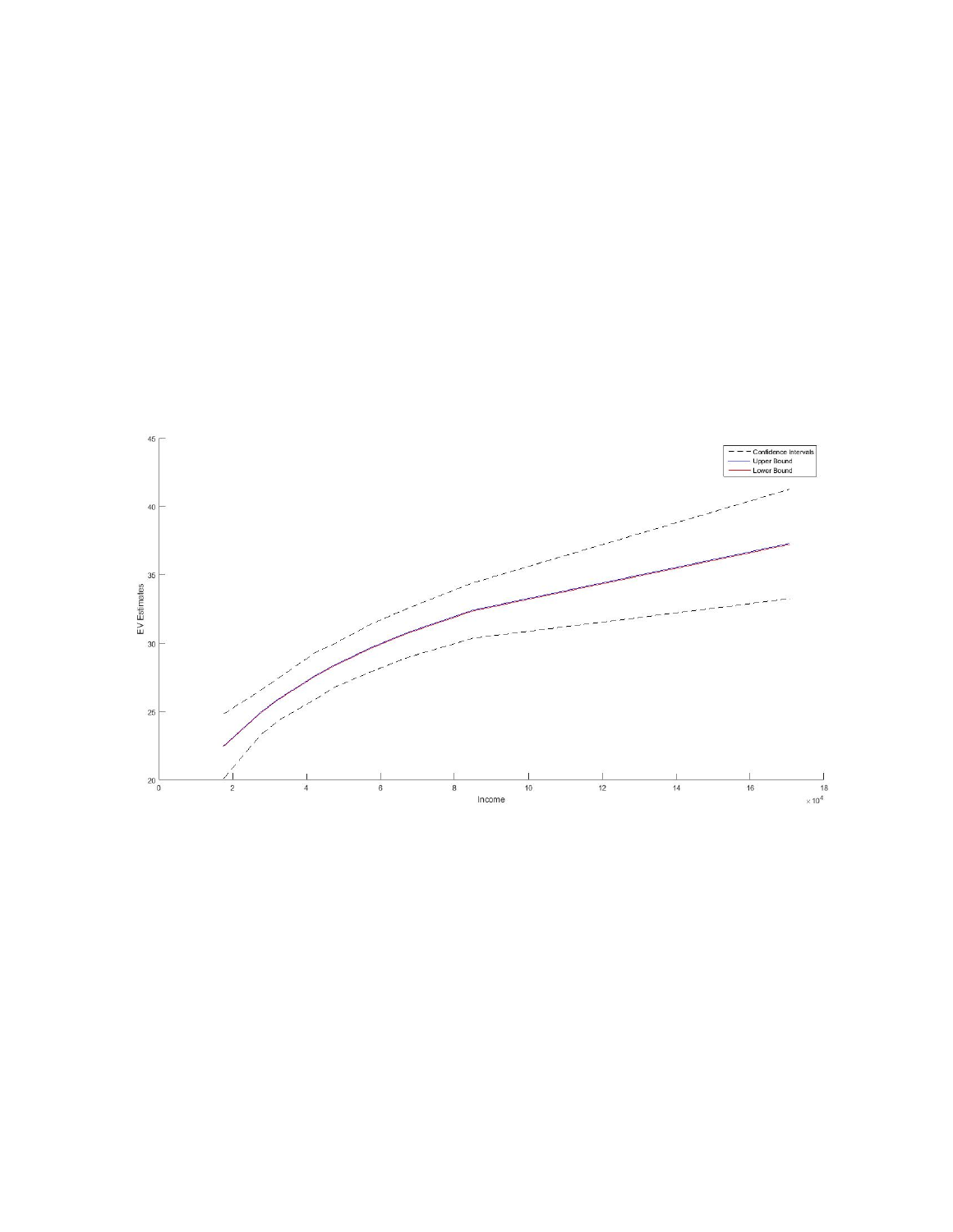45

40

35

30

25

20

0 2 4 6 8 10 12 14 16 18

$\times 10^4$

EV Estimates

Income

Confidence Intervals

Upper Bound

Lower Bound